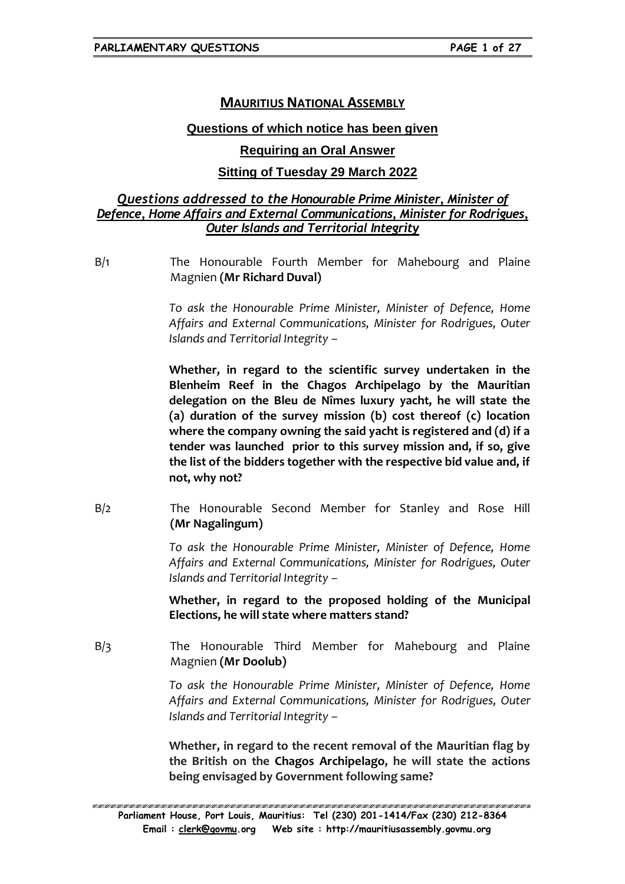# MAURITIUS NATIONAL ASSEMBLY

## Questions of which notice has been given

## Requiring an Oral Answer

## Sitting of Tuesday 29 March 2022

### *Questions addressed to the Honourable Prime Minister, Minister of Defence, Home Affairs and External Communications, Minister for Rodrigues, Outer Islands and Territorial Integrity*

B/1 The Honourable Fourth Member for Mahebourg and Plaine Magnien **(Mr Richard Duval)**

*To ask the Honourable Prime Minister, Minister of Defence, Home Affairs and External Communications, Minister for Rodrigues, Outer Islands and Territorial Integrity –*

**Whether, in regard to the scientific survey undertaken in the Blenheim Reef in the Chagos Archipelago by the Mauritian delegation on the Bleu de Nîmes luxury yacht, he will state the (a) duration of the survey mission (b) cost thereof (c) location where the company owning the said yacht is registered and (d) if a tender was launched prior to this survey mission and, if so, give the list of the bidders together with the respective bid value and, if not, why not?**

B/2 The Honourable Second Member for Stanley and Rose Hill **(Mr Nagalingum)**

*To ask the Honourable Prime Minister, Minister of Defence, Home Affairs and External Communications, Minister for Rodrigues, Outer Islands and Territorial Integrity –*

**Whether, in regard to the proposed holding of the Municipal Elections, he will state where matters stand?**

B/3 The Honourable Third Member for Mahebourg and Plaine Magnien **(Mr Doolub)**

*To ask the Honourable Prime Minister, Minister of Defence, Home Affairs and External Communications, Minister for Rodrigues, Outer Islands and Territorial Integrity –*

**Whether, in regard to the recent removal of the Mauritian flag by the British on the Chagos Archipelago, he will state the actions being envisaged by Government following same?**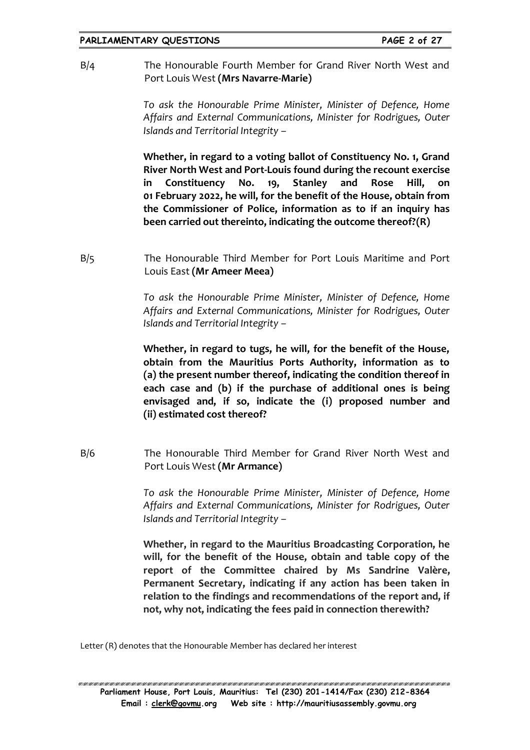B/4 The Honourable Fourth Member for Grand River North West and Port Louis West **(Mrs Navarre-Marie)**

*To ask the Honourable Prime Minister, Minister of Defence, Home Affairs and External Communications, Minister for Rodrigues, Outer Islands and Territorial Integrity –*

**Whether, in regard to a voting ballot of Constituency No. 1, Grand River North West and Port-Louis found during the recount exercise in Constituency No. 19, Stanley and Rose Hill, on 01 February 2022, he will, for the benefit of the House, obtain from the Commissioner of Police, information as to if an inquiry has been carried out thereinto, indicating the outcome thereof?(R)**

B/5 The Honourable Third Member for Port Louis Maritime and Port Louis East **(Mr Ameer Meea)**

*To ask the Honourable Prime Minister, Minister of Defence, Home Affairs and External Communications, Minister for Rodrigues, Outer Islands and Territorial Integrity –*

**Whether, in regard to tugs, he will, for the benefit of the House, obtain from the Mauritius Ports Authority, information as to (a) the present number thereof, indicating the condition thereof in each case and (b) if the purchase of additional ones is being envisaged and, if so, indicate the (i) proposed number and (ii) estimated cost thereof?**

B/6 The Honourable Third Member for Grand River North West and Port Louis West **(Mr Armance)**

*To ask the Honourable Prime Minister, Minister of Defence, Home Affairs and External Communications, Minister for Rodrigues, Outer Islands and Territorial Integrity –*

**Whether, in regard to the Mauritius Broadcasting Corporation, he will, for the benefit of the House, obtain and table copy of the report of the Committee chaired by Ms Sandrine Valère, Permanent Secretary, indicating if any action has been taken in relation to the findings and recommendations of the report and, if not, why not, indicating the fees paid in connection therewith?**

Letter (R) denotes that the Honourable Member has declared her interest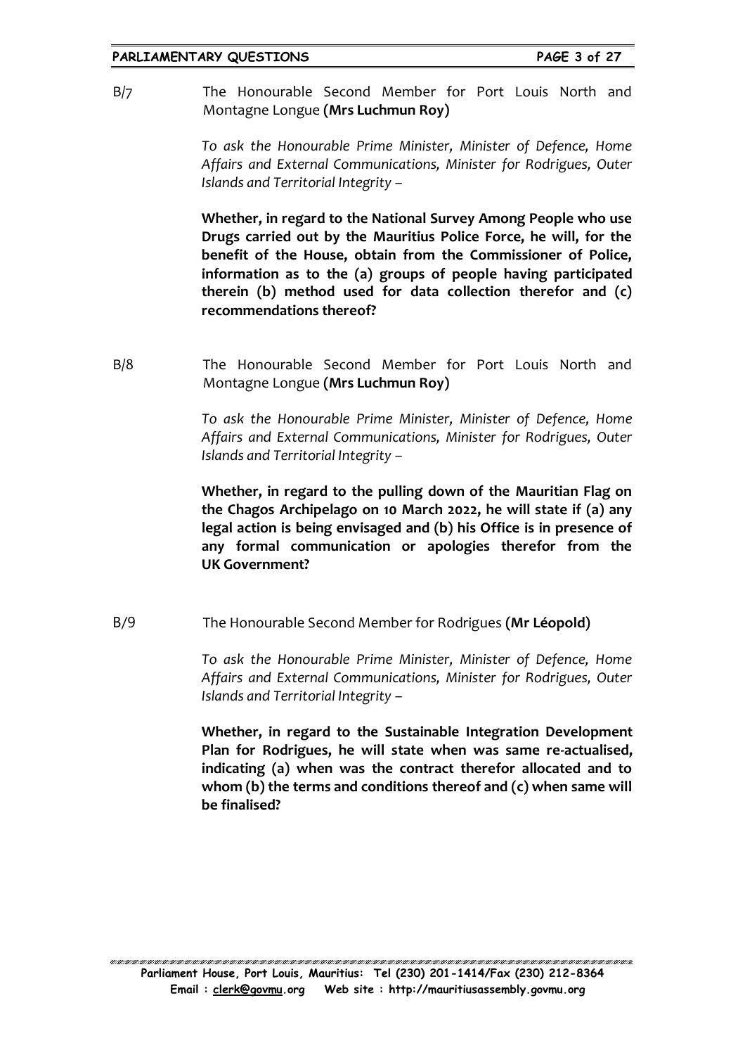B/7 The Honourable Second Member for Port Louis North and Montagne Longue **(Mrs Luchmun Roy)**

*To ask the Honourable Prime Minister, Minister of Defence, Home Affairs and External Communications, Minister for Rodrigues, Outer Islands and Territorial Integrity –*

**Whether, in regard to the National Survey Among People who use Drugs carried out by the Mauritius Police Force, he will, for the benefit of the House, obtain from the Commissioner of Police, information as to the (a) groups of people having participated therein (b) method used for data collection therefor and (c) recommendations thereof?**

B/8 The Honourable Second Member for Port Louis North and Montagne Longue **(Mrs Luchmun Roy)**

*To ask the Honourable Prime Minister, Minister of Defence, Home Affairs and External Communications, Minister for Rodrigues, Outer Islands and Territorial Integrity –*

**Whether, in regard to the pulling down of the Mauritian Flag on the Chagos Archipelago on 10 March 2022, he will state if (a) any legal action is being envisaged and (b) his Office is in presence of any formal communication or apologies therefor from the UK Government?**

B/9 The Honourable Second Member for Rodrigues **(Mr Léopold)**

*To ask the Honourable Prime Minister, Minister of Defence, Home Affairs and External Communications, Minister for Rodrigues, Outer Islands and Territorial Integrity –*

**Whether, in regard to the Sustainable Integration Development Plan for Rodrigues, he will state when was same re-actualised, indicating (a) when was the contract therefor allocated and to whom (b) the terms and conditions thereof and (c) when same will be finalised?**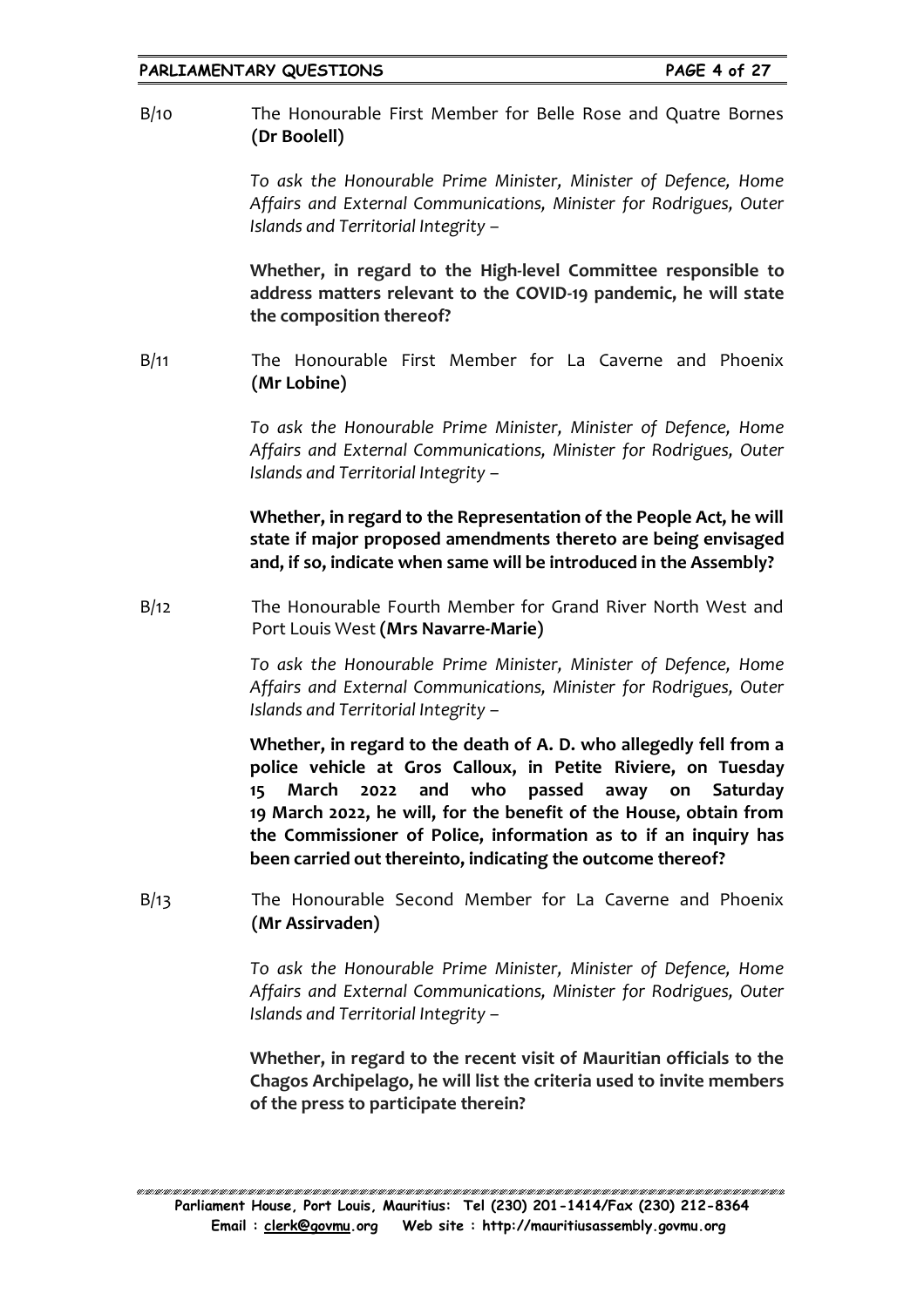B/10 The Honourable First Member for Belle Rose and Quatre Bornes **(Dr Boolell)**

*To ask the Honourable Prime Minister, Minister of Defence, Home Affairs and External Communications, Minister for Rodrigues, Outer Islands and Territorial Integrity –*

**Whether, in regard to the High-level Committee responsible to address matters relevant to the COVID-19 pandemic, he will state the composition thereof?**

B/11 The Honourable First Member for La Caverne and Phoenix **(Mr Lobine)**

*To ask the Honourable Prime Minister, Minister of Defence, Home Affairs and External Communications, Minister for Rodrigues, Outer Islands and Territorial Integrity –*

**Whether, in regard to the Representation of the People Act, he will state if major proposed amendments thereto are being envisaged and, if so, indicate when same will be introduced in the Assembly?**

B/12 The Honourable Fourth Member for Grand River North West and Port Louis West **(Mrs Navarre-Marie)**

*To ask the Honourable Prime Minister, Minister of Defence, Home Affairs and External Communications, Minister for Rodrigues, Outer Islands and Territorial Integrity –*

**Whether, in regard to the death of A. D. who allegedly fell from a police vehicle at Gros Calloux, in Petite Riviere, on Tuesday 15 March 2022 and who passed away on Saturday 19 March 2022, he will, for the benefit of the House, obtain from the Commissioner of Police, information as to if an inquiry has been carried out thereinto, indicating the outcome thereof?**

B/13 The Honourable Second Member for La Caverne and Phoenix **(Mr Assirvaden)**

*To ask the Honourable Prime Minister, Minister of Defence, Home Affairs and External Communications, Minister for Rodrigues, Outer Islands and Territorial Integrity –*

**Whether, in regard to the recent visit of Mauritian officials to the Chagos Archipelago, he will list the criteria used to invite members of the press to participate therein?**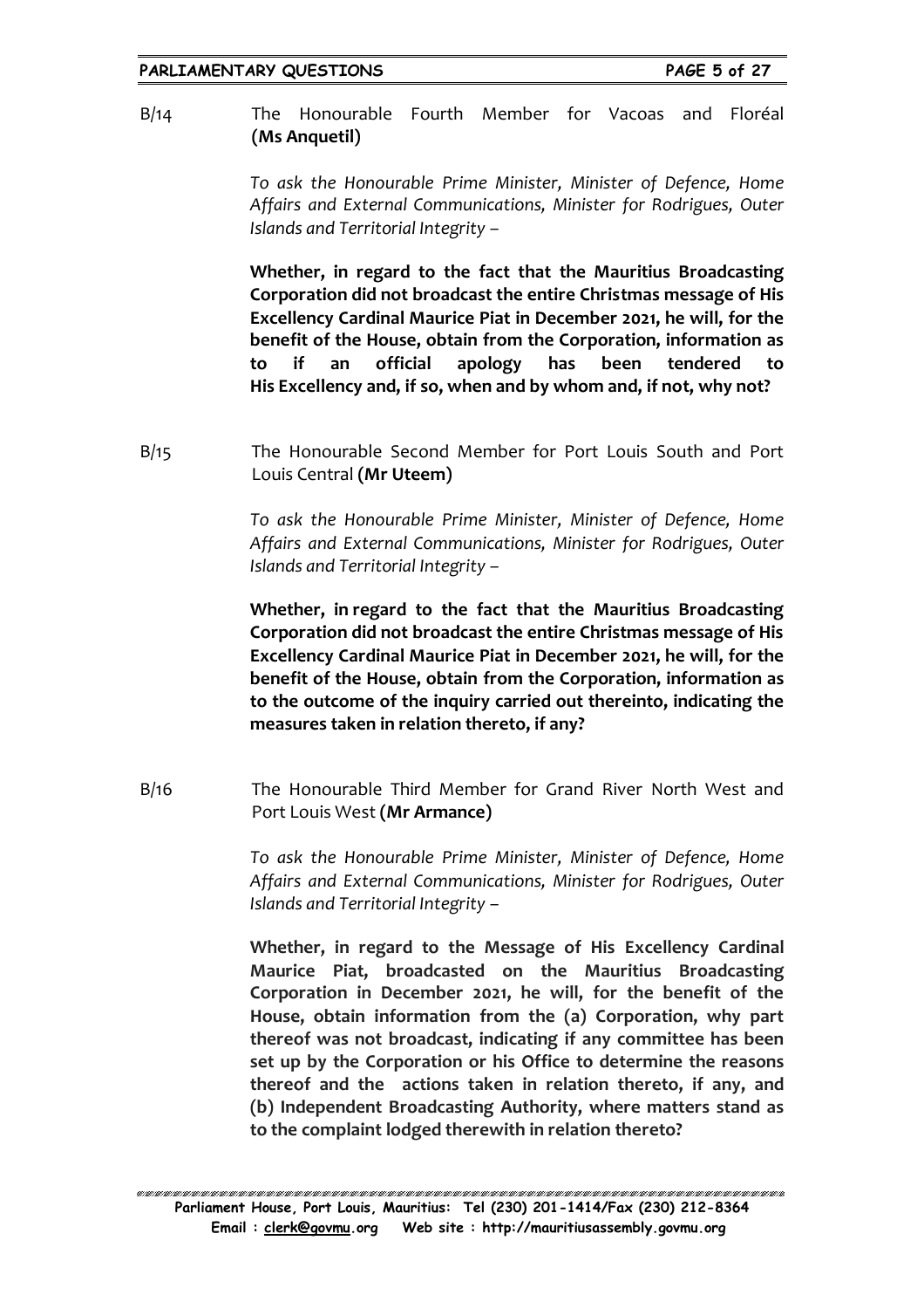B/14 The Honourable Fourth Member for Vacoas and Floréal **(Ms Anquetil)**

*To ask the Honourable Prime Minister, Minister of Defence, Home Affairs and External Communications, Minister for Rodrigues, Outer Islands and Territorial Integrity –*

**Whether, in regard to the fact that the Mauritius Broadcasting Corporation did not broadcast the entire Christmas message of His Excellency Cardinal Maurice Piat in December 2021, he will, for the benefit of the House, obtain from the Corporation, information as to if an official apology has been tendered to His Excellency and, if so, when and by whom and, if not, why not?**

B/15 The Honourable Second Member for Port Louis South and Port Louis Central **(Mr Uteem)**

*To ask the Honourable Prime Minister, Minister of Defence, Home Affairs and External Communications, Minister for Rodrigues, Outer Islands and Territorial Integrity –*

**Whether, in regard to the fact that the Mauritius Broadcasting Corporation did not broadcast the entire Christmas message of His Excellency Cardinal Maurice Piat in December 2021, he will, for the benefit of the House, obtain from the Corporation, information as to the outcome of the inquiry carried out thereinto, indicating the measures taken in relation thereto, if any?**

B/16 The Honourable Third Member for Grand River North West and Port Louis West **(Mr Armance)**

*To ask the Honourable Prime Minister, Minister of Defence, Home Affairs and External Communications, Minister for Rodrigues, Outer Islands and Territorial Integrity –*

**Whether, in regard to the Message of His Excellency Cardinal Maurice Piat, broadcasted on the Mauritius Broadcasting Corporation in December 2021, he will, for the benefit of the House, obtain information from the (a) Corporation, why part thereof was not broadcast, indicating if any committee has been set up by the Corporation or his Office to determine the reasons thereof and the actions taken in relation thereto, if any, and (b) Independent Broadcasting Authority, where matters stand as to the complaint lodged therewith in relation thereto?**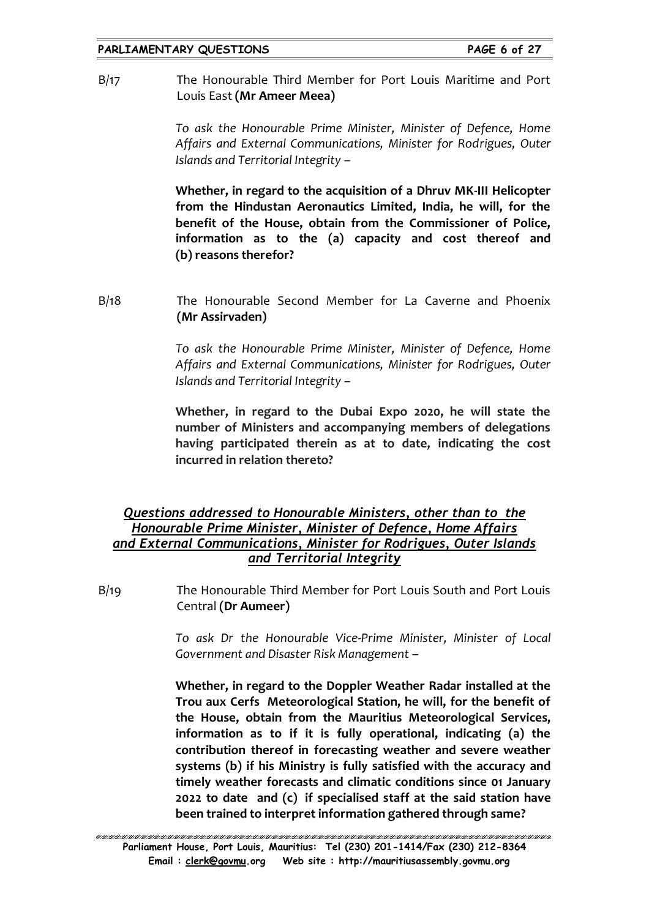B/17 The Honourable Third Member for Port Louis Maritime and Port Louis East **(Mr Ameer Meea)**

*To ask the Honourable Prime Minister, Minister of Defence, Home Affairs and External Communications, Minister for Rodrigues, Outer Islands and Territorial Integrity –*

**Whether, in regard to the acquisition of a Dhruv MK-III Helicopter from the Hindustan Aeronautics Limited, India, he will, for the benefit of the House, obtain from the Commissioner of Police, information as to the (a) capacity and cost thereof and (b) reasons therefor?**

B/18 The Honourable Second Member for La Caverne and Phoenix **(Mr Assirvaden)**

*To ask the Honourable Prime Minister, Minister of Defence, Home Affairs and External Communications, Minister for Rodrigues, Outer Islands and Territorial Integrity –*

**Whether, in regard to the Dubai Expo 2020, he will state the number of Ministers and accompanying members of delegations having participated therein as at to date, indicating the cost incurred in relation thereto?**

## *Questions addressed to Honourable Ministers, other than to the Honourable Prime Minister, Minister of Defence, Home Affairs and External Communications, Minister for Rodrigues, Outer Islands and Territorial Integrity*

B/19 The Honourable Third Member for Port Louis South and Port Louis Central **(Dr Aumeer)**

*To ask Dr the Honourable Vice-Prime Minister, Minister of Local Government and Disaster Risk Management –*

**Whether, in regard to the Doppler Weather Radar installed at the Trou aux Cerfs Meteorological Station, he will, for the benefit of the House, obtain from the Mauritius Meteorological Services, information as to if it is fully operational, indicating (a) the contribution thereof in forecasting weather and severe weather systems (b) if his Ministry is fully satisfied with the accuracy and timely weather forecasts and climatic conditions since 01 January 2022 to date and (c) if specialised staff at the said station have been trained to interpret information gathered through same?**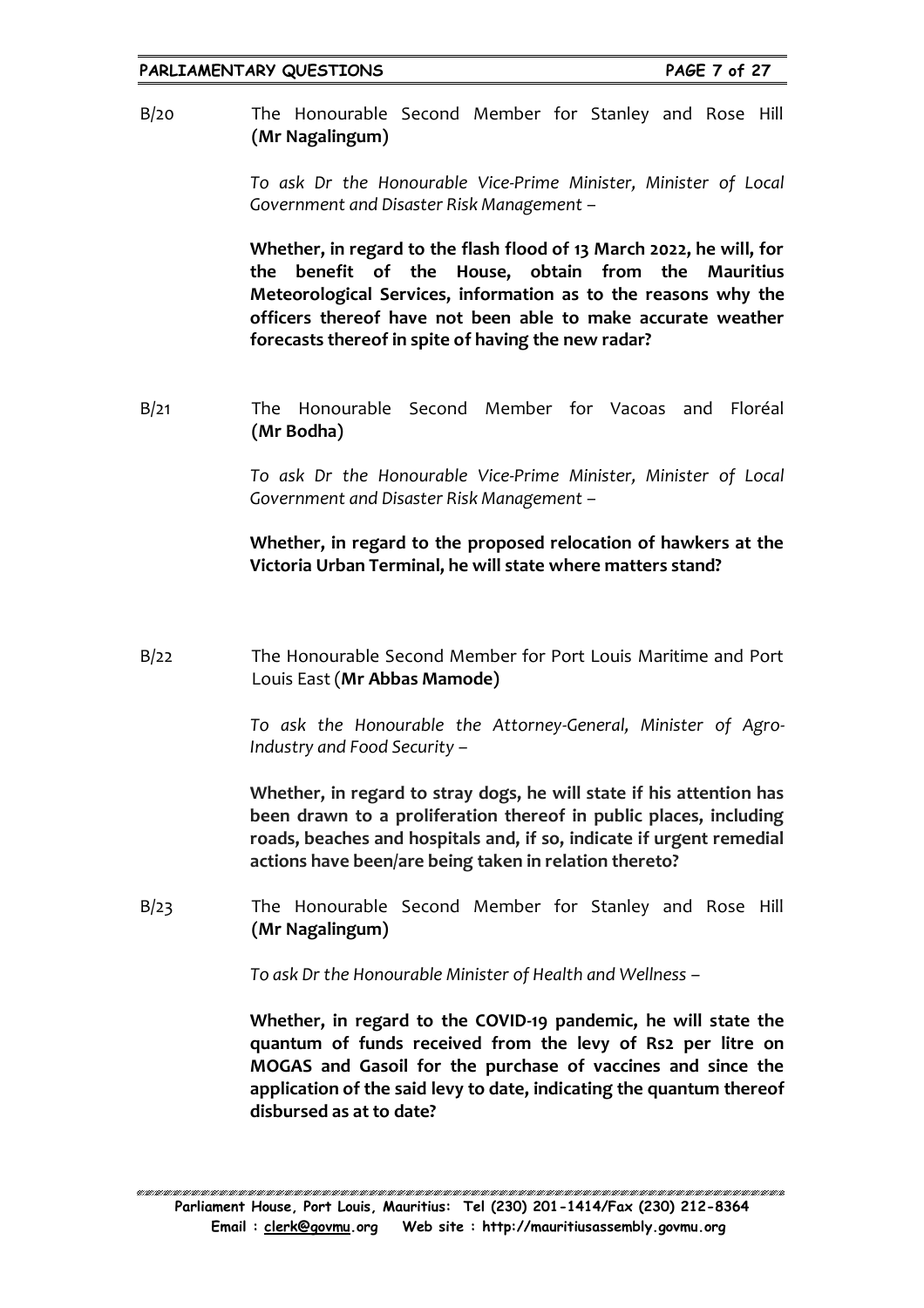B/20 The Honourable Second Member for Stanley and Rose Hill **(Mr Nagalingum)**

*To ask Dr the Honourable Vice-Prime Minister, Minister of Local Government and Disaster Risk Management –*

**Whether, in regard to the flash flood of 13 March 2022, he will, for the benefit of the House, obtain from the Mauritius Meteorological Services, information as to the reasons why the officers thereof have not been able to make accurate weather forecasts thereof in spite of having the new radar?**

B/21 The Honourable Second Member for Vacoas and Floréal **(Mr Bodha)**

*To ask Dr the Honourable Vice-Prime Minister, Minister of Local Government and Disaster Risk Management –*

**Whether, in regard to the proposed relocation of hawkers at the Victoria Urban Terminal, he will state where matters stand?**

B/22 The Honourable Second Member for Port Louis Maritime and Port Louis East (**Mr Abbas Mamode**)

*To ask the Honourable the Attorney-General, Minister of Agro-Industry and Food Security –*

**Whether, in regard to stray dogs, he will state if his attention has been drawn to a proliferation thereof in public places, including roads, beaches and hospitals and, if so, indicate if urgent remedial actions have been/are being taken in relation thereto?**

B/23 The Honourable Second Member for Stanley and Rose Hill **(Mr Nagalingum)**

*To ask Dr the Honourable Minister of Health and Wellness –*

**Whether, in regard to the COVID-19 pandemic, he will state the quantum of funds received from the levy of Rs2 per litre on MOGAS and Gasoil for the purchase of vaccines and since the application of the said levy to date, indicating the quantum thereof disbursed as at to date?**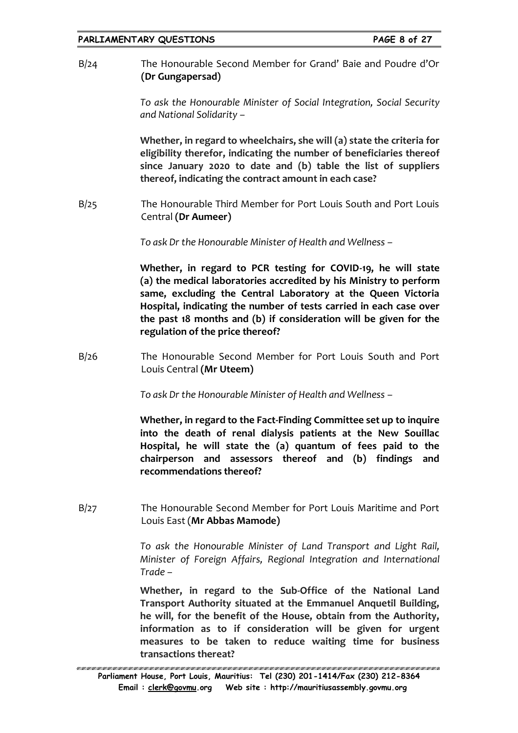B/24 The Honourable Second Member for Grand' Baie and Poudre d'Or **(Dr Gungapersad)**

*To ask the Honourable Minister of Social Integration, Social Security and National Solidarity –*

**Whether, in regard to wheelchairs, she will (a) state the criteria for eligibility therefor, indicating the number of beneficiaries thereof since January 2020 to date and (b) table the list of suppliers thereof, indicating the contract amount in each case?**

B/25 The Honourable Third Member for Port Louis South and Port Louis Central **(Dr Aumeer)**

*To ask Dr the Honourable Minister of Health and Wellness –*

**Whether, in regard to PCR testing for COVID-19, he will state (a) the medical laboratories accredited by his Ministry to perform same, excluding the Central Laboratory at the Queen Victoria Hospital, indicating the number of tests carried in each case over the past 18 months and (b) if consideration will be given for the regulation of the price thereof?**

B/26 The Honourable Second Member for Port Louis South and Port Louis Central **(Mr Uteem)**

*To ask Dr the Honourable Minister of Health and Wellness –*

**Whether, in regard to the Fact-Finding Committee set up to inquire into the death of renal dialysis patients at the New Souillac Hospital, he will state the (a) quantum of fees paid to the chairperson and assessors thereof and (b) findings and recommendations thereof?**

B/27 The Honourable Second Member for Port Louis Maritime and Port Louis East (**Mr Abbas Mamode)**

*To ask the Honourable Minister of Land Transport and Light Rail, Minister of Foreign Affairs, Regional Integration and International Trade –*

**Whether, in regard to the Sub-Office of the National Land Transport Authority situated at the Emmanuel Anquetil Building, he will, for the benefit of the House, obtain from the Authority, information as to if consideration will be given for urgent measures to be taken to reduce waiting time for business transactions thereat?**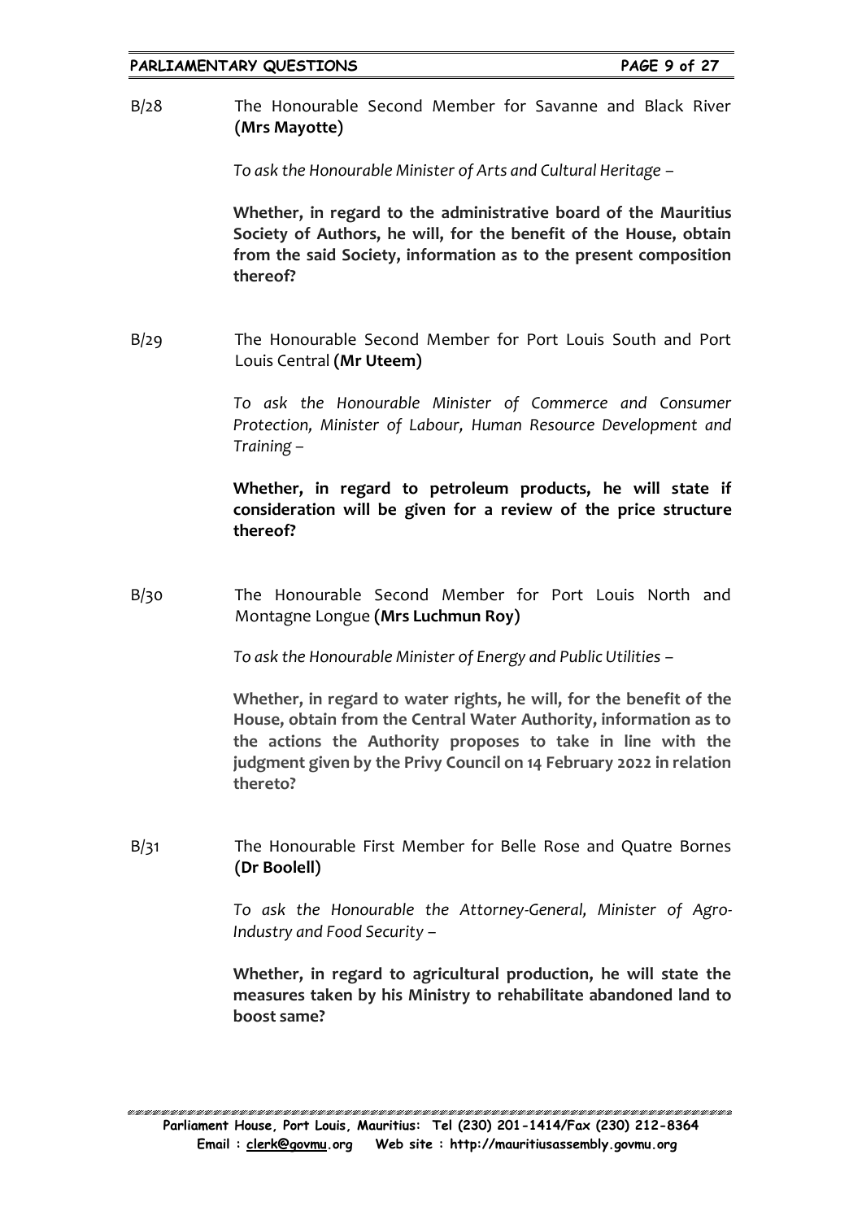B/28 The Honourable Second Member for Savanne and Black River **(Mrs Mayotte)**

*To ask the Honourable Minister of Arts and Cultural Heritage –*

**Whether, in regard to the administrative board of the Mauritius Society of Authors, he will, for the benefit of the House, obtain from the said Society, information as to the present composition thereof?**

B/29 The Honourable Second Member for Port Louis South and Port Louis Central **(Mr Uteem)**

*To ask the Honourable Minister of Commerce and Consumer Protection, Minister of Labour, Human Resource Development and Training –*

**Whether, in regard to petroleum products, he will state if consideration will be given for a review of the price structure thereof?**

B/30 The Honourable Second Member for Port Louis North and Montagne Longue **(Mrs Luchmun Roy)**

*To ask the Honourable Minister of Energy and Public Utilities –*

**Whether, in regard to water rights, he will, for the benefit of the House, obtain from the Central Water Authority, information as to the actions the Authority proposes to take in line with the judgment given by the Privy Council on 14 February 2022 in relation thereto?**

B/31 The Honourable First Member for Belle Rose and Quatre Bornes **(Dr Boolell)**

*To ask the Honourable the Attorney-General, Minister of Agro-Industry and Food Security –*

**Whether, in regard to agricultural production, he will state the measures taken by his Ministry to rehabilitate abandoned land to boost same?**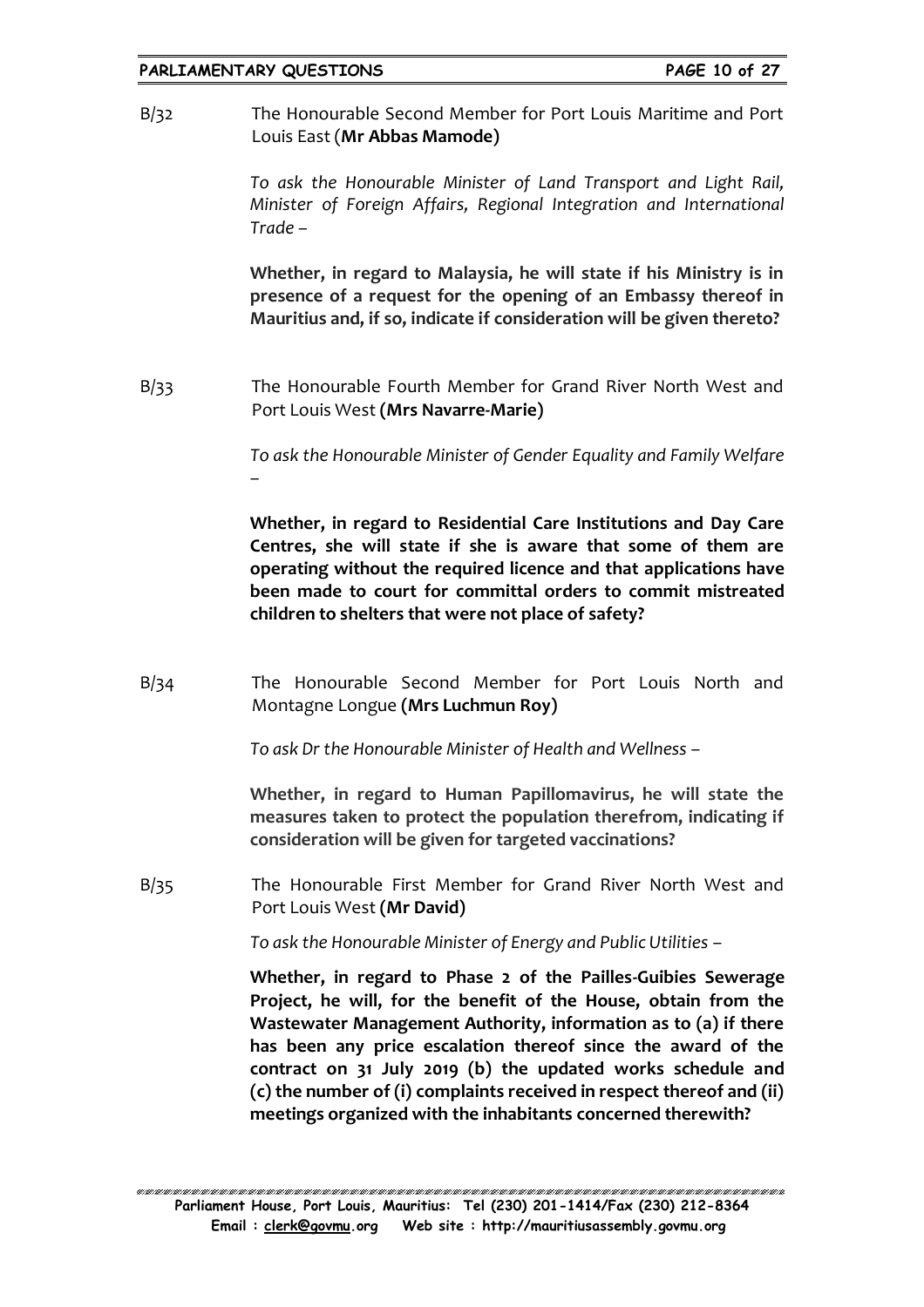B/32 The Honourable Second Member for Port Louis Maritime and Port Louis East (**Mr Abbas Mamode**)

*To ask the Honourable Minister of Land Transport and Light Rail, Minister of Foreign Affairs, Regional Integration and International Trade –*

**Whether, in regard to Malaysia, he will state if his Ministry is in presence of a request for the opening of an Embassy thereof in Mauritius and, if so, indicate if consideration will be given thereto?**

B/33 The Honourable Fourth Member for Grand River North West and Port Louis West **(Mrs Navarre-Marie)**

*To ask the Honourable Minister of Gender Equality and Family Welfare –*

**Whether, in regard to Residential Care Institutions and Day Care Centres, she will state if she is aware that some of them are operating without the required licence and that applications have been made to court for committal orders to commit mistreated children to shelters that were not place of safety?**

B/34 The Honourable Second Member for Port Louis North and Montagne Longue **(Mrs Luchmun Roy)**

*To ask Dr the Honourable Minister of Health and Wellness –*

**Whether, in regard to Human Papillomavirus, he will state the measures taken to protect the population therefrom, indicating if consideration will be given for targeted vaccinations?**

B/35 The Honourable First Member for Grand River North West and Port Louis West **(Mr David)**

*To ask the Honourable Minister of Energy and Public Utilities –*

**Whether, in regard to Phase 2 of the Pailles-Guibies Sewerage Project, he will, for the benefit of the House, obtain from the Wastewater Management Authority, information as to (a) if there has been any price escalation thereof since the award of the contract on 31 July 2019 (b) the updated works schedule and (c) the number of (i) complaints received in respect thereof and (ii) meetings organized with the inhabitants concerned therewith?**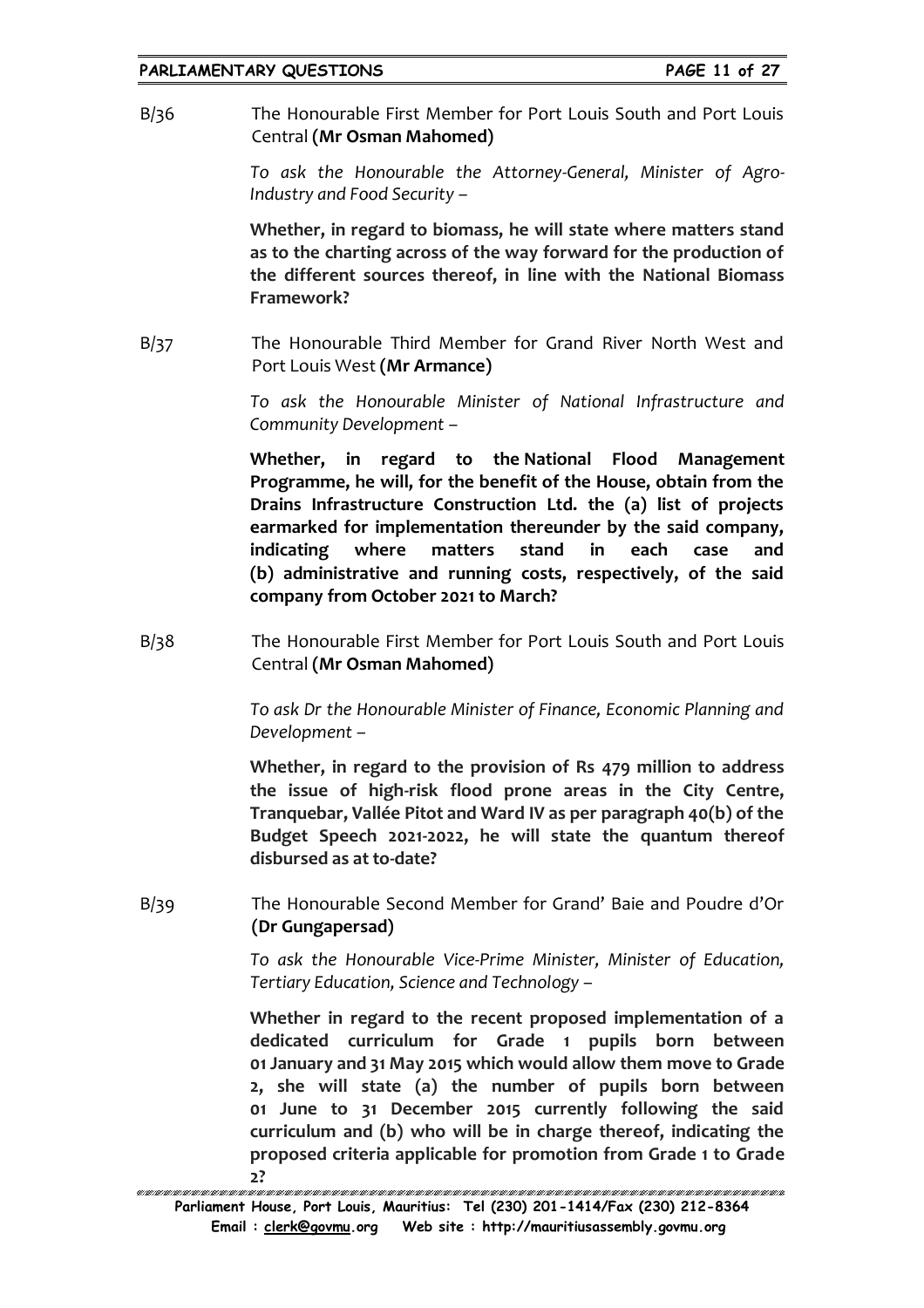B/36 The Honourable First Member for Port Louis South and Port Louis Central **(Mr Osman Mahomed)**

*To ask the Honourable the Attorney-General, Minister of Agro-Industry and Food Security –*

**Whether, in regard to biomass, he will state where matters stand as to the charting across of the way forward for the production of the different sources thereof, in line with the National Biomass Framework?**

B/37 The Honourable Third Member for Grand River North West and Port Louis West **(Mr Armance)**

*To ask the Honourable Minister of National Infrastructure and Community Development –*

**Whether, in regard to the National Flood Management Programme, he will, for the benefit of the House, obtain from the Drains Infrastructure Construction Ltd. the (a) list of projects earmarked for implementation thereunder by the said company, indicating where matters stand in each case and (b) administrative and running costs, respectively, of the said company from October 2021 to March?**

B/38 The Honourable First Member for Port Louis South and Port Louis Central **(Mr Osman Mahomed)**

*To ask Dr the Honourable Minister of Finance, Economic Planning and Development –*

**Whether, in regard to the provision of Rs 479 million to address the issue of high-risk flood prone areas in the City Centre, Tranquebar, Vallée Pitot and Ward IV as per paragraph 40(b) of the Budget Speech 2021-2022, he will state the quantum thereof disbursed as at to-date?**

B/39 The Honourable Second Member for Grand' Baie and Poudre d'Or **(Dr Gungapersad)**

*To ask the Honourable Vice-Prime Minister, Minister of Education, Tertiary Education, Science and Technology –*

**Whether in regard to the recent proposed implementation of a dedicated curriculum for Grade 1 pupils born between 01 January and 31 May 2015 which would allow them move to Grade 2, she will state (a) the number of pupils born between 01 June to 31 December 2015 currently following the said curriculum and (b) who will be in charge thereof, indicating the proposed criteria applicable for promotion from Grade 1 to Grade 2?**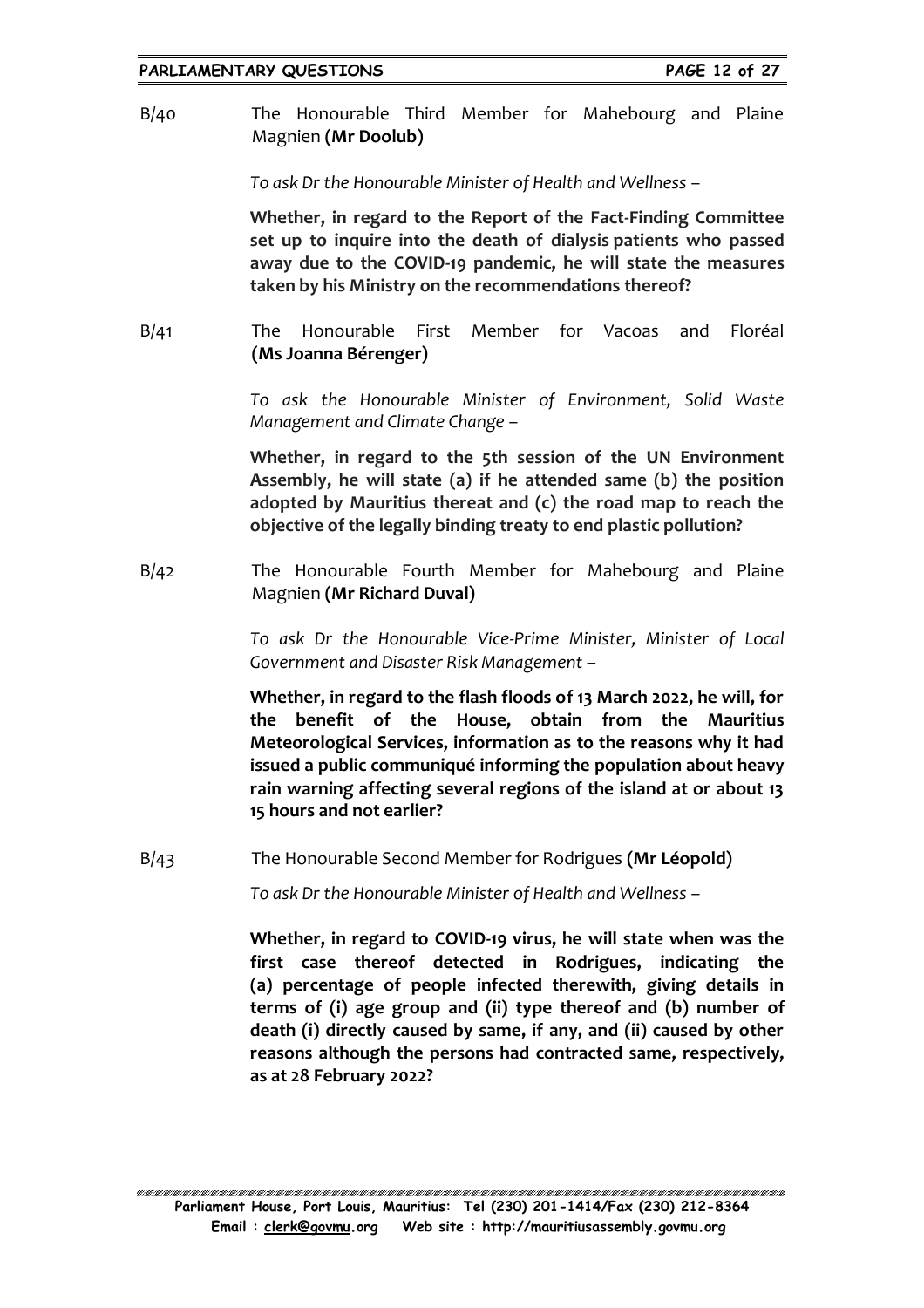B/40 The Honourable Third Member for Mahebourg and Plaine Magnien **(Mr Doolub)**

*To ask Dr the Honourable Minister of Health and Wellness –*

**Whether, in regard to the Report of the Fact-Finding Committee set up to inquire into the death of dialysis patients who passed away due to the COVID-19 pandemic, he will state the measures taken by his Ministry on the recommendations thereof?**

B/41 The Honourable First Member for Vacoas and Floréal **(Ms Joanna Bérenger)**

*To ask the Honourable Minister of Environment, Solid Waste Management and Climate Change –*

**Whether, in regard to the 5th session of the UN Environment Assembly, he will state (a) if he attended same (b) the position adopted by Mauritius thereat and (c) the road map to reach the objective of the legally binding treaty to end plastic pollution?**

B/42 The Honourable Fourth Member for Mahebourg and Plaine Magnien **(Mr Richard Duval)**

*To ask Dr the Honourable Vice-Prime Minister, Minister of Local Government and Disaster Risk Management –*

**Whether, in regard to the flash floods of 13 March 2022, he will, for the benefit of the House, obtain from the Mauritius Meteorological Services, information as to the reasons why it had issued a public communiqué informing the population about heavy rain warning affecting several regions of the island at or about 13 15 hours and not earlier?**

B/43 The Honourable Second Member for Rodrigues **(Mr Léopold)**

*To ask Dr the Honourable Minister of Health and Wellness –*

**Whether, in regard to COVID-19 virus, he will state when was the first case thereof detected in Rodrigues, indicating the (a) percentage of people infected therewith, giving details in terms of (i) age group and (ii) type thereof and (b) number of death (i) directly caused by same, if any, and (ii) caused by other reasons although the persons had contracted same, respectively, as at 28 February 2022?**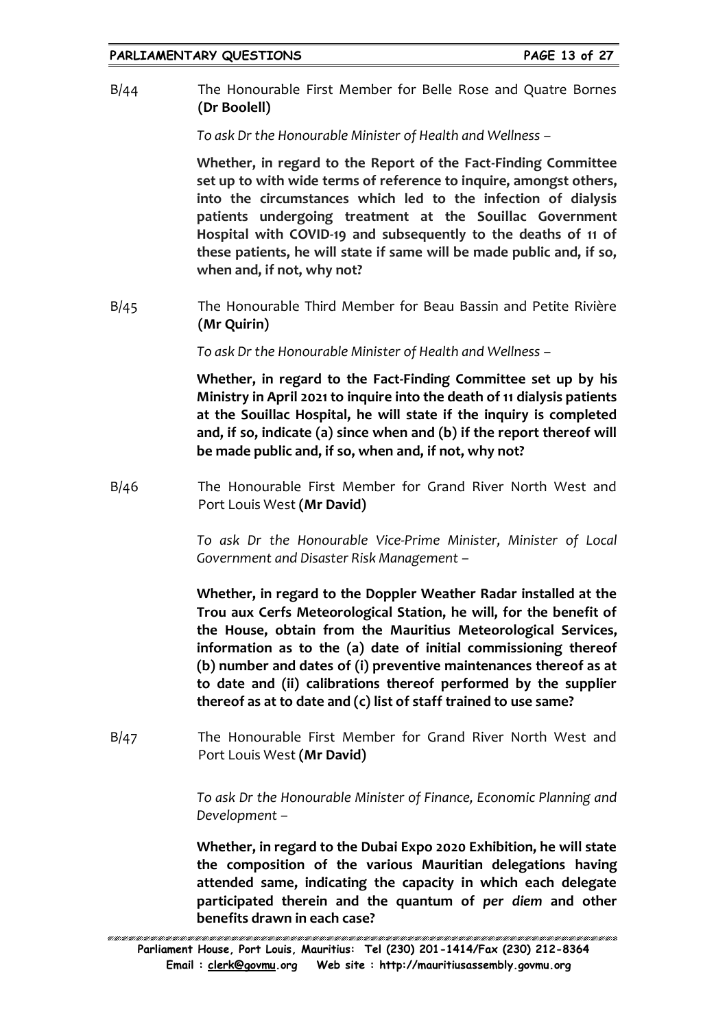B/44 The Honourable First Member for Belle Rose and Quatre Bornes **(Dr Boolell)**

*To ask Dr the Honourable Minister of Health and Wellness –*

**Whether, in regard to the Report of the Fact-Finding Committee set up to with wide terms of reference to inquire, amongst others, into the circumstances which led to the infection of dialysis patients undergoing treatment at the Souillac Government Hospital with COVID-19 and subsequently to the deaths of 11 of these patients, he will state if same will be made public and, if so, when and, if not, why not?**

B/45 The Honourable Third Member for Beau Bassin and Petite Rivière **(Mr Quirin)**

*To ask Dr the Honourable Minister of Health and Wellness –*

**Whether, in regard to the Fact-Finding Committee set up by his Ministry in April 2021 to inquire into the death of 11 dialysis patients at the Souillac Hospital, he will state if the inquiry is completed and, if so, indicate (a) since when and (b) if the report thereof will be made public and, if so, when and, if not, why not?**

B/46 The Honourable First Member for Grand River North West and Port Louis West **(Mr David)**

*To ask Dr the Honourable Vice-Prime Minister, Minister of Local Government and Disaster Risk Management –*

**Whether, in regard to the Doppler Weather Radar installed at the Trou aux Cerfs Meteorological Station, he will, for the benefit of the House, obtain from the Mauritius Meteorological Services, information as to the (a) date of initial commissioning thereof (b) number and dates of (i) preventive maintenances thereof as at to date and (ii) calibrations thereof performed by the supplier thereof as at to date and (c) list of staff trained to use same?**

B/47 The Honourable First Member for Grand River North West and Port Louis West **(Mr David)**

*To ask Dr the Honourable Minister of Finance, Economic Planning and Development –*

**Whether, in regard to the Dubai Expo 2020 Exhibition, he will state the composition of the various Mauritian delegations having attended same, indicating the capacity in which each delegate participated therein and the quantum of *per diem* and other benefits drawn in each case?**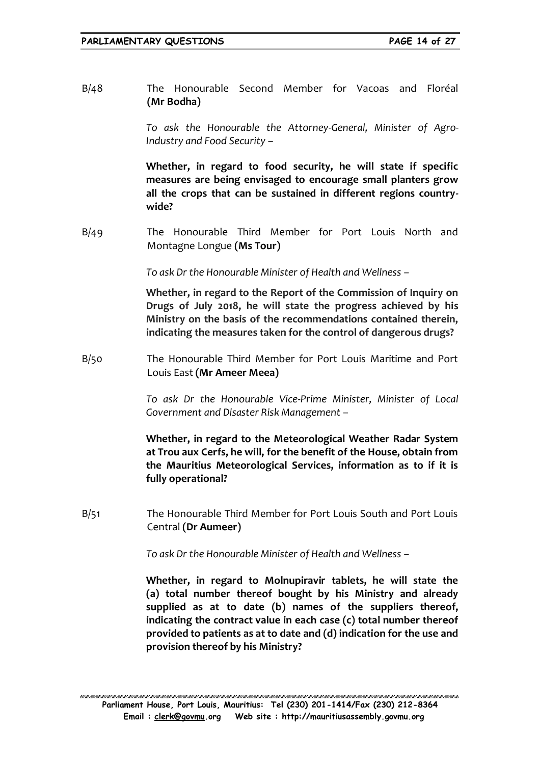B/48 The Honourable Second Member for Vacoas and Floréal **(Mr Bodha)**

*To ask the Honourable the Attorney-General, Minister of Agro-Industry and Food Security –*

**Whether, in regard to food security, he will state if specific measures are being envisaged to encourage small planters grow all the crops that can be sustained in different regions country-wide?**

B/49 The Honourable Third Member for Port Louis North and Montagne Longue **(Ms Tour)**

*To ask Dr the Honourable Minister of Health and Wellness –*

**Whether, in regard to the Report of the Commission of Inquiry on Drugs of July 2018, he will state the progress achieved by his Ministry on the basis of the recommendations contained therein, indicating the measures taken for the control of dangerous drugs?**

B/50 The Honourable Third Member for Port Louis Maritime and Port Louis East **(Mr Ameer Meea)**

*To ask Dr the Honourable Vice-Prime Minister, Minister of Local Government and Disaster Risk Management –*

**Whether, in regard to the Meteorological Weather Radar System at Trou aux Cerfs, he will, for the benefit of the House, obtain from the Mauritius Meteorological Services, information as to if it is fully operational?**

B/51 The Honourable Third Member for Port Louis South and Port Louis Central **(Dr Aumeer)**

*To ask Dr the Honourable Minister of Health and Wellness –*

**Whether, in regard to Molnupiravir tablets, he will state the (a) total number thereof bought by his Ministry and already supplied as at to date (b) names of the suppliers thereof, indicating the contract value in each case (c) total number thereof provided to patients as at to date and (d) indication for the use and provision thereof by his Ministry?**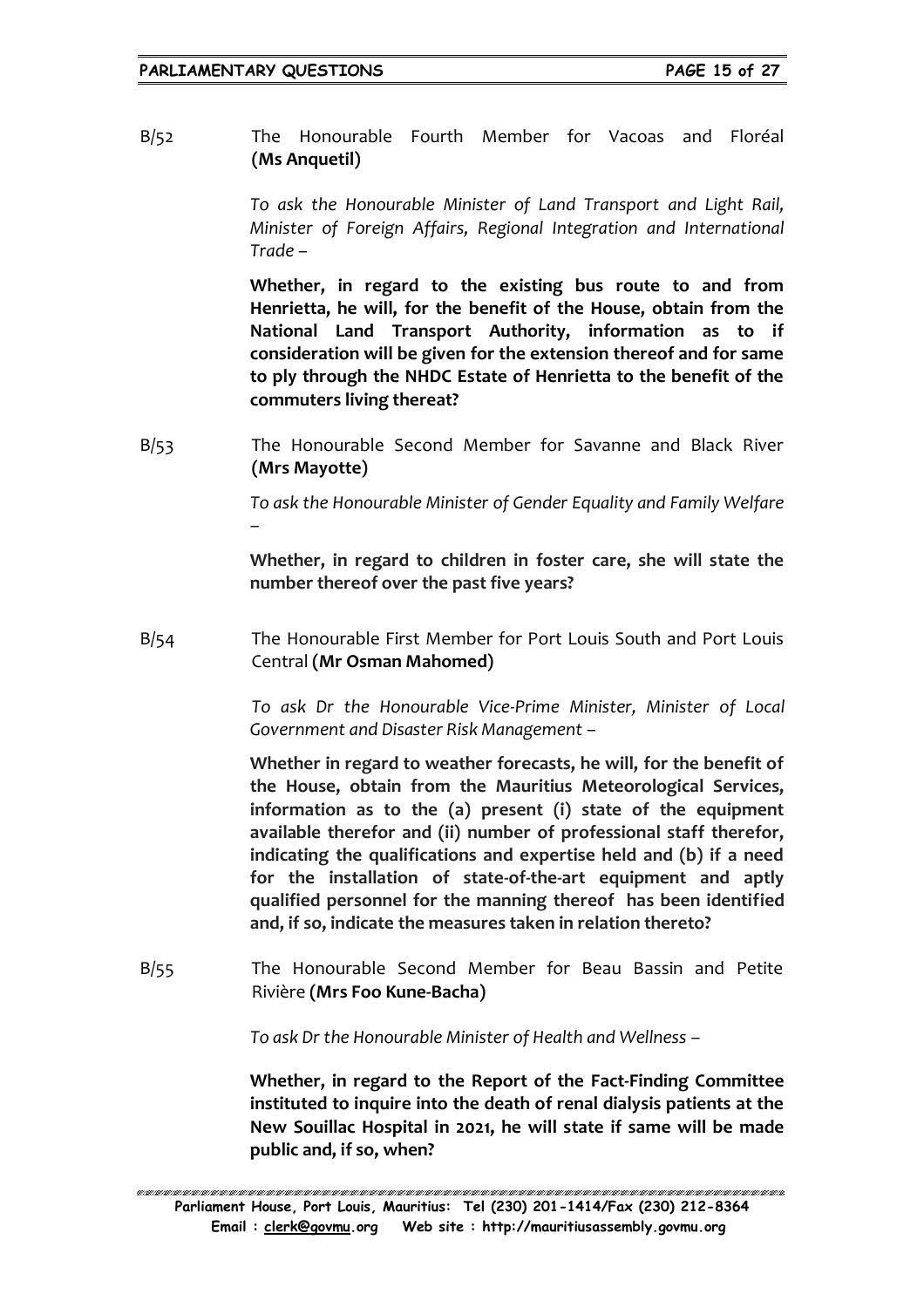B/52 The Honourable Fourth Member for Vacoas and Floréal **(Ms Anquetil)**

*To ask the Honourable Minister of Land Transport and Light Rail, Minister of Foreign Affairs, Regional Integration and International Trade –*

**Whether, in regard to the existing bus route to and from Henrietta, he will, for the benefit of the House, obtain from the National Land Transport Authority, information as to if consideration will be given for the extension thereof and for same to ply through the NHDC Estate of Henrietta to the benefit of the commuters living thereat?**

B/53 The Honourable Second Member for Savanne and Black River **(Mrs Mayotte)**

*To ask the Honourable Minister of Gender Equality and Family Welfare –*

**Whether, in regard to children in foster care, she will state the number thereof over the past five years?**

B/54 The Honourable First Member for Port Louis South and Port Louis Central **(Mr Osman Mahomed)**

*To ask Dr the Honourable Vice-Prime Minister, Minister of Local Government and Disaster Risk Management –*

**Whether in regard to weather forecasts, he will, for the benefit of the House, obtain from the Mauritius Meteorological Services, information as to the (a) present (i) state of the equipment available therefor and (ii) number of professional staff therefor, indicating the qualifications and expertise held and (b) if a need for the installation of state-of-the-art equipment and aptly qualified personnel for the manning thereof has been identified and, if so, indicate the measures taken in relation thereto?**

B/55 The Honourable Second Member for Beau Bassin and Petite Rivière **(Mrs Foo Kune-Bacha)**

*To ask Dr the Honourable Minister of Health and Wellness –*

**Whether, in regard to the Report of the Fact-Finding Committee instituted to inquire into the death of renal dialysis patients at the New Souillac Hospital in 2021, he will state if same will be made public and, if so, when?**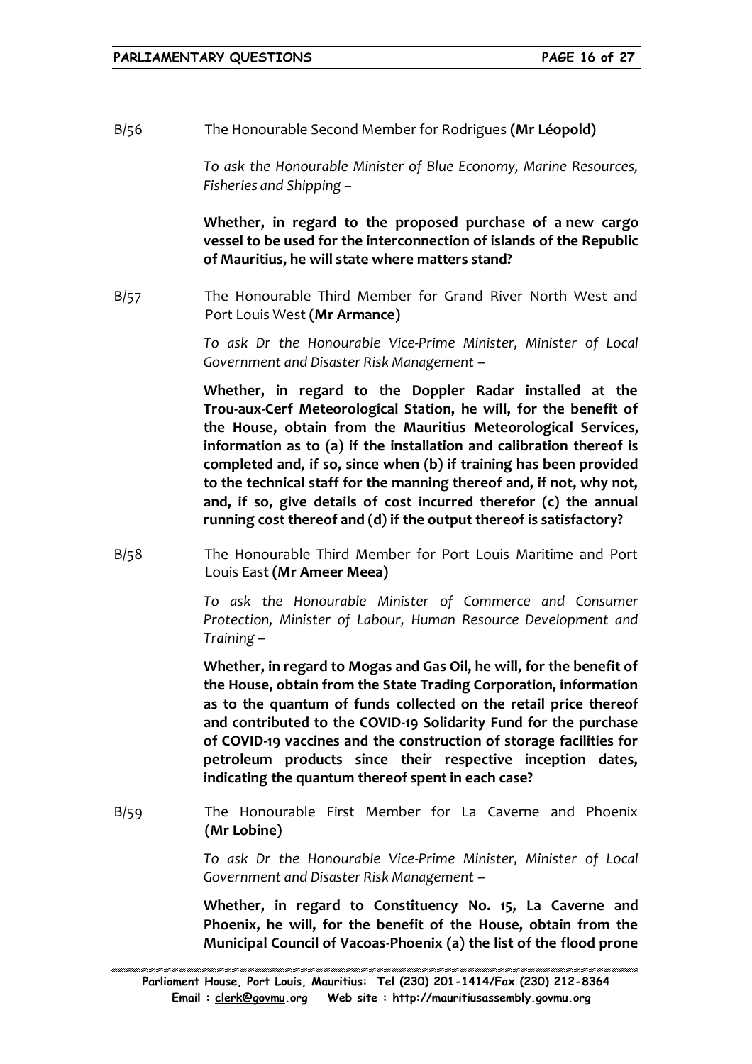B/56 The Honourable Second Member for Rodrigues **(Mr Léopold)**

*To ask the Honourable Minister of Blue Economy, Marine Resources, Fisheries and Shipping –*

**Whether, in regard to the proposed purchase of a new cargo vessel to be used for the interconnection of islands of the Republic of Mauritius, he will state where matters stand?**

B/57 The Honourable Third Member for Grand River North West and Port Louis West **(Mr Armance)**

*To ask Dr the Honourable Vice-Prime Minister, Minister of Local Government and Disaster Risk Management –*

**Whether, in regard to the Doppler Radar installed at the Trou-aux-Cerf Meteorological Station, he will, for the benefit of the House, obtain from the Mauritius Meteorological Services, information as to (a) if the installation and calibration thereof is completed and, if so, since when (b) if training has been provided to the technical staff for the manning thereof and, if not, why not, and, if so, give details of cost incurred therefor (c) the annual running cost thereof and (d) if the output thereof is satisfactory?**

B/58 The Honourable Third Member for Port Louis Maritime and Port Louis East **(Mr Ameer Meea)**

*To ask the Honourable Minister of Commerce and Consumer Protection, Minister of Labour, Human Resource Development and Training –*

**Whether, in regard to Mogas and Gas Oil, he will, for the benefit of the House, obtain from the State Trading Corporation, information as to the quantum of funds collected on the retail price thereof and contributed to the COVID-19 Solidarity Fund for the purchase of COVID-19 vaccines and the construction of storage facilities for petroleum products since their respective inception dates, indicating the quantum thereof spent in each case?**

B/59 The Honourable First Member for La Caverne and Phoenix **(Mr Lobine)**

*To ask Dr the Honourable Vice-Prime Minister, Minister of Local Government and Disaster Risk Management –*

**Whether, in regard to Constituency No. 15, La Caverne and Phoenix, he will, for the benefit of the House, obtain from the Municipal Council of Vacoas-Phoenix (a) the list of the flood prone**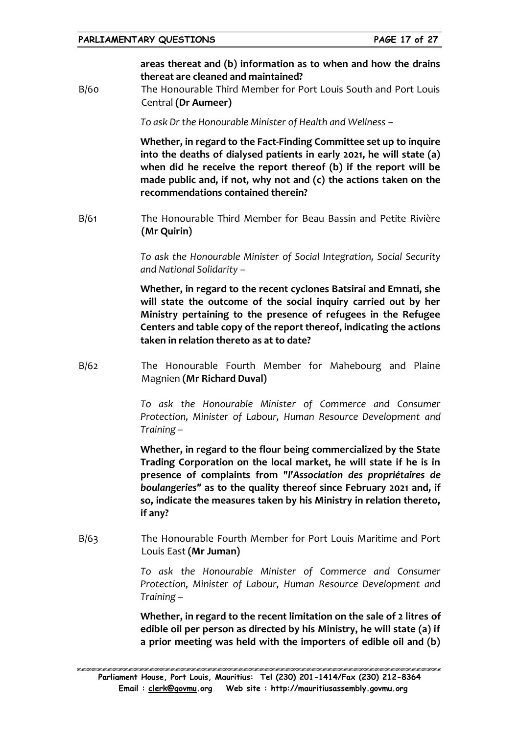**areas thereat and (b) information as to when and how the drains thereat are cleaned and maintained?**

B/60 The Honourable Third Member for Port Louis South and Port Louis Central **(Dr Aumeer)**

*To ask Dr the Honourable Minister of Health and Wellness –*

**Whether, in regard to the Fact-Finding Committee set up to inquire into the deaths of dialysed patients in early 2021, he will state (a) when did he receive the report thereof (b) if the report will be made public and, if not, why not and (c) the actions taken on the recommendations contained therein?**

B/61 The Honourable Third Member for Beau Bassin and Petite Rivière **(Mr Quirin)**

*To ask the Honourable Minister of Social Integration, Social Security and National Solidarity –*

**Whether, in regard to the recent cyclones Batsirai and Emnati, she will state the outcome of the social inquiry carried out by her Ministry pertaining to the presence of refugees in the Refugee Centers and table copy of the report thereof, indicating the actions taken in relation thereto as at to date?**

B/62 The Honourable Fourth Member for Mahebourg and Plaine Magnien **(Mr Richard Duval)**

*To ask the Honourable Minister of Commerce and Consumer Protection, Minister of Labour, Human Resource Development and Training –*

**Whether, in regard to the flour being commercialized by the State Trading Corporation on the local market, he will state if he is in presence of complaints from *"l'Association des propriétaires de boulangeries"* as to the quality thereof since February 2021 and, if so, indicate the measures taken by his Ministry in relation thereto, if any?**

B/63 The Honourable Fourth Member for Port Louis Maritime and Port Louis East **(Mr Juman)**

*To ask the Honourable Minister of Commerce and Consumer Protection, Minister of Labour, Human Resource Development and Training –*

**Whether, in regard to the recent limitation on the sale of 2 litres of edible oil per person as directed by his Ministry, he will state (a) if a prior meeting was held with the importers of edible oil and (b)**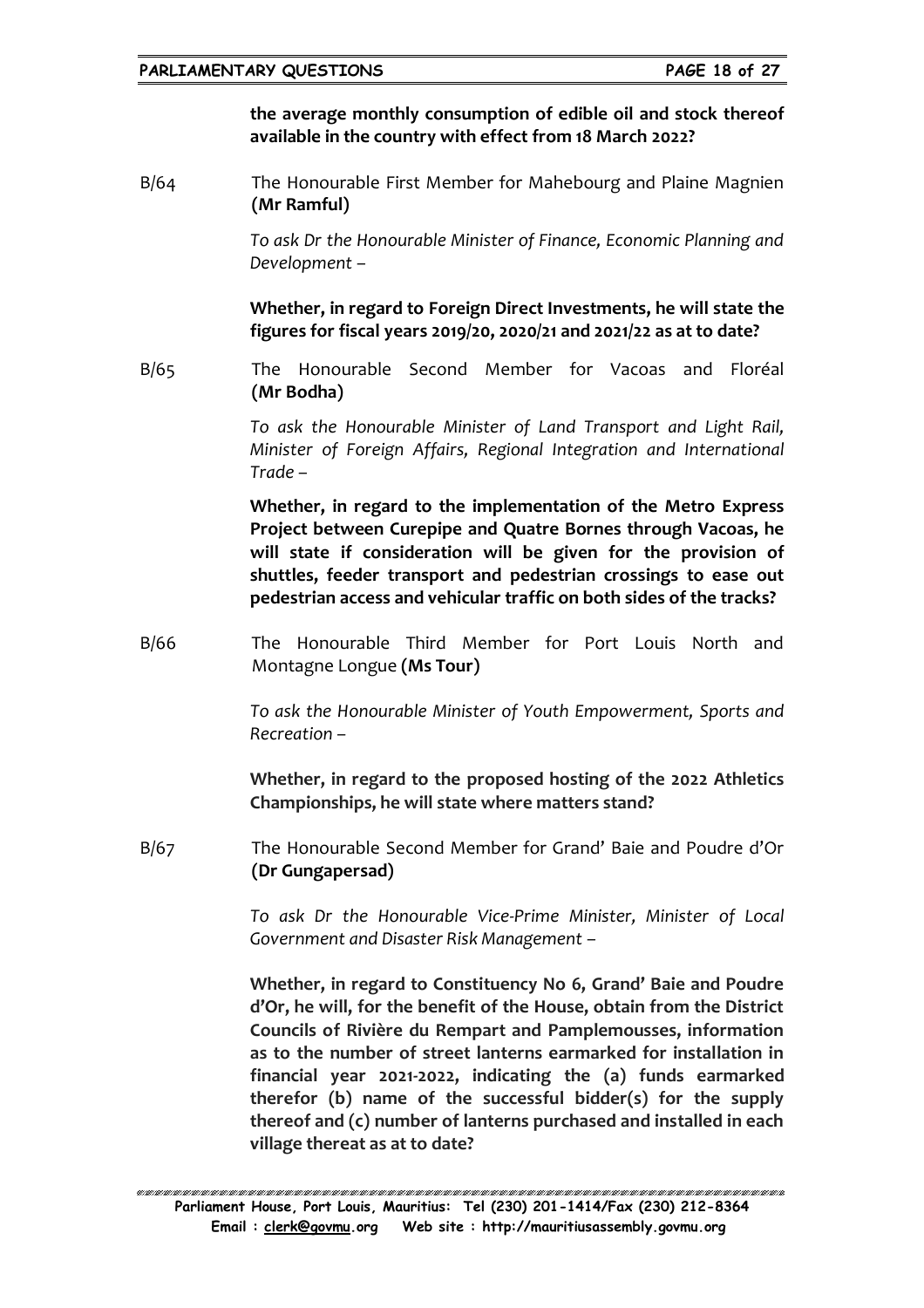**the average monthly consumption of edible oil and stock thereof available in the country with effect from 18 March 2022?**

B/64 The Honourable First Member for Mahebourg and Plaine Magnien **(Mr Ramful)**

*To ask Dr the Honourable Minister of Finance, Economic Planning and Development –*

**Whether, in regard to Foreign Direct Investments, he will state the figures for fiscal years 2019/20, 2020/21 and 2021/22 as at to date?**

B/65 The Honourable Second Member for Vacoas and Floréal **(Mr Bodha)**

*To ask the Honourable Minister of Land Transport and Light Rail, Minister of Foreign Affairs, Regional Integration and International Trade –*

**Whether, in regard to the implementation of the Metro Express Project between Curepipe and Quatre Bornes through Vacoas, he will state if consideration will be given for the provision of shuttles, feeder transport and pedestrian crossings to ease out pedestrian access and vehicular traffic on both sides of the tracks?**

B/66 The Honourable Third Member for Port Louis North and Montagne Longue **(Ms Tour)**

*To ask the Honourable Minister of Youth Empowerment, Sports and Recreation –*

**Whether, in regard to the proposed hosting of the 2022 Athletics Championships, he will state where matters stand?**

B/67 The Honourable Second Member for Grand' Baie and Poudre d'Or **(Dr Gungapersad)**

*To ask Dr the Honourable Vice-Prime Minister, Minister of Local Government and Disaster Risk Management –*

**Whether, in regard to Constituency No 6, Grand' Baie and Poudre d'Or, he will, for the benefit of the House, obtain from the District Councils of Rivière du Rempart and Pamplemousses, information as to the number of street lanterns earmarked for installation in financial year 2021-2022, indicating the (a) funds earmarked therefor (b) name of the successful bidder(s) for the supply thereof and (c) number of lanterns purchased and installed in each village thereat as at to date?**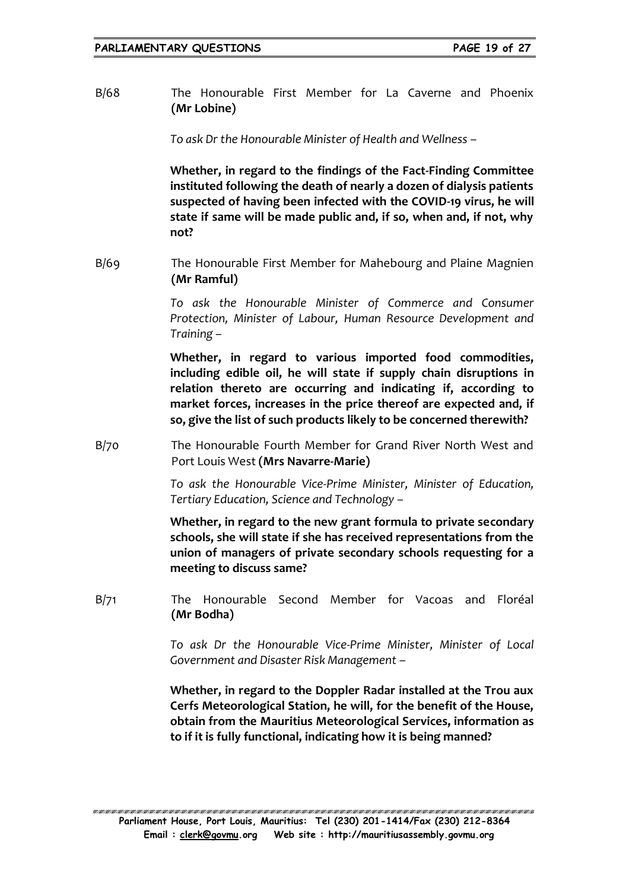B/68 The Honourable First Member for La Caverne and Phoenix **(Mr Lobine)**

*To ask Dr the Honourable Minister of Health and Wellness –*

**Whether, in regard to the findings of the Fact-Finding Committee instituted following the death of nearly a dozen of dialysis patients suspected of having been infected with the COVID-19 virus, he will state if same will be made public and, if so, when and, if not, why not?**

B/69 The Honourable First Member for Mahebourg and Plaine Magnien **(Mr Ramful)**

*To ask the Honourable Minister of Commerce and Consumer Protection, Minister of Labour, Human Resource Development and Training –*

**Whether, in regard to various imported food commodities, including edible oil, he will state if supply chain disruptions in relation thereto are occurring and indicating if, according to market forces, increases in the price thereof are expected and, if so, give the list of such products likely to be concerned therewith?**

B/70 The Honourable Fourth Member for Grand River North West and Port Louis West **(Mrs Navarre-Marie)**

*To ask the Honourable Vice-Prime Minister, Minister of Education, Tertiary Education, Science and Technology –*

**Whether, in regard to the new grant formula to private secondary schools, she will state if she has received representations from the union of managers of private secondary schools requesting for a meeting to discuss same?**

B/71 The Honourable Second Member for Vacoas and Floréal **(Mr Bodha)**

*To ask Dr the Honourable Vice-Prime Minister, Minister of Local Government and Disaster Risk Management –*

**Whether, in regard to the Doppler Radar installed at the Trou aux Cerfs Meteorological Station, he will, for the benefit of the House, obtain from the Mauritius Meteorological Services, information as to if it is fully functional, indicating how it is being manned?**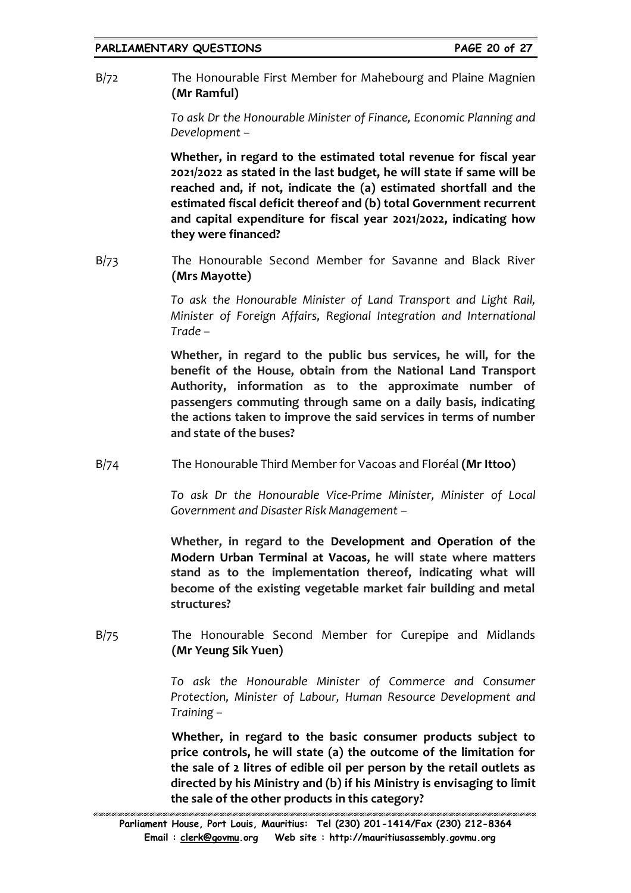B/72 The Honourable First Member for Mahebourg and Plaine Magnien **(Mr Ramful)**

*To ask Dr the Honourable Minister of Finance, Economic Planning and Development –*

**Whether, in regard to the estimated total revenue for fiscal year 2021/2022 as stated in the last budget, he will state if same will be reached and, if not, indicate the (a) estimated shortfall and the estimated fiscal deficit thereof and (b) total Government recurrent and capital expenditure for fiscal year 2021/2022, indicating how they were financed?**

B/73 The Honourable Second Member for Savanne and Black River **(Mrs Mayotte)**

*To ask the Honourable Minister of Land Transport and Light Rail, Minister of Foreign Affairs, Regional Integration and International Trade –*

**Whether, in regard to the public bus services, he will, for the benefit of the House, obtain from the National Land Transport Authority, information as to the approximate number of passengers commuting through same on a daily basis, indicating the actions taken to improve the said services in terms of number and state of the buses?**

B/74 The Honourable Third Member for Vacoas and Floréal **(Mr Ittoo)**

*To ask Dr the Honourable Vice-Prime Minister, Minister of Local Government and Disaster Risk Management –*

**Whether, in regard to the Development and Operation of the Modern Urban Terminal at Vacoas, he will state where matters stand as to the implementation thereof, indicating what will become of the existing vegetable market fair building and metal structures?**

B/75 The Honourable Second Member for Curepipe and Midlands **(Mr Yeung Sik Yuen)**

*To ask the Honourable Minister of Commerce and Consumer Protection, Minister of Labour, Human Resource Development and Training –*

**Whether, in regard to the basic consumer products subject to price controls, he will state (a) the outcome of the limitation for the sale of 2 litres of edible oil per person by the retail outlets as directed by his Ministry and (b) if his Ministry is envisaging to limit the sale of the other products in this category?**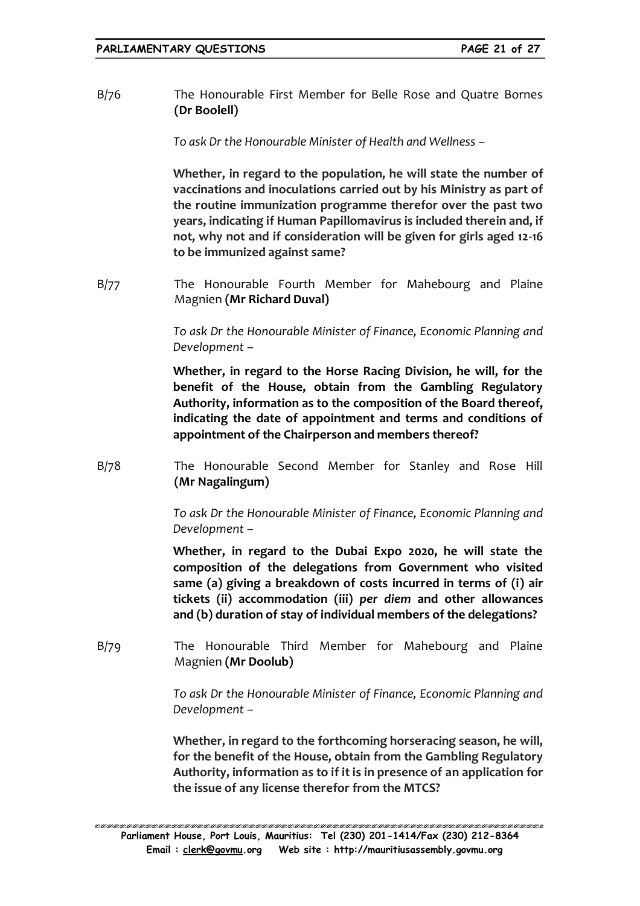B/76 The Honourable First Member for Belle Rose and Quatre Bornes **(Dr Boolell)**

*To ask Dr the Honourable Minister of Health and Wellness –*

**Whether, in regard to the population, he will state the number of vaccinations and inoculations carried out by his Ministry as part of the routine immunization programme therefor over the past two years, indicating if Human Papillomavirus is included therein and, if not, why not and if consideration will be given for girls aged 12-16 to be immunized against same?**

B/77 The Honourable Fourth Member for Mahebourg and Plaine Magnien **(Mr Richard Duval)**

*To ask Dr the Honourable Minister of Finance, Economic Planning and Development –*

**Whether, in regard to the Horse Racing Division, he will, for the benefit of the House, obtain from the Gambling Regulatory Authority, information as to the composition of the Board thereof, indicating the date of appointment and terms and conditions of appointment of the Chairperson and members thereof?**

B/78 The Honourable Second Member for Stanley and Rose Hill **(Mr Nagalingum)**

*To ask Dr the Honourable Minister of Finance, Economic Planning and Development –*

**Whether, in regard to the Dubai Expo 2020, he will state the composition of the delegations from Government who visited same (a) giving a breakdown of costs incurred in terms of (i) air tickets (ii) accommodation (iii) *per diem* and other allowances and (b) duration of stay of individual members of the delegations?**

B/79 The Honourable Third Member for Mahebourg and Plaine Magnien **(Mr Doolub)**

*To ask Dr the Honourable Minister of Finance, Economic Planning and Development –*

**Whether, in regard to the forthcoming horseracing season, he will, for the benefit of the House, obtain from the Gambling Regulatory Authority, information as to if it is in presence of an application for the issue of any license therefor from the MTCS?**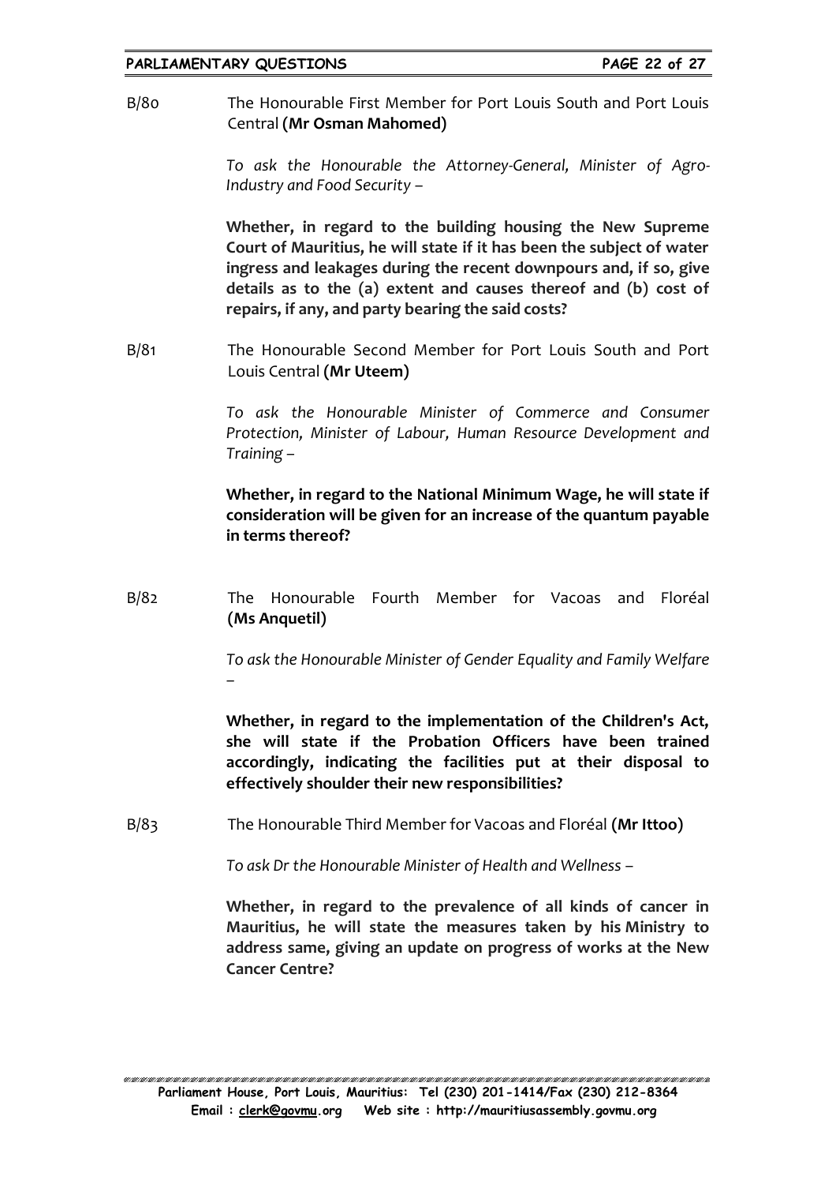B/80 The Honourable First Member for Port Louis South and Port Louis Central **(Mr Osman Mahomed)**

*To ask the Honourable the Attorney-General, Minister of Agro-Industry and Food Security –*

**Whether, in regard to the building housing the New Supreme Court of Mauritius, he will state if it has been the subject of water ingress and leakages during the recent downpours and, if so, give details as to the (a) extent and causes thereof and (b) cost of repairs, if any, and party bearing the said costs?**

B/81 The Honourable Second Member for Port Louis South and Port Louis Central **(Mr Uteem)**

*To ask the Honourable Minister of Commerce and Consumer Protection, Minister of Labour, Human Resource Development and Training –*

**Whether, in regard to the National Minimum Wage, he will state if consideration will be given for an increase of the quantum payable in terms thereof?**

B/82 The Honourable Fourth Member for Vacoas and Floréal **(Ms Anquetil)**

*To ask the Honourable Minister of Gender Equality and Family Welfare –*

**Whether, in regard to the implementation of the Children's Act, she will state if the Probation Officers have been trained accordingly, indicating the facilities put at their disposal to effectively shoulder their new responsibilities?**

B/83 The Honourable Third Member for Vacoas and Floréal **(Mr Ittoo)**

*To ask Dr the Honourable Minister of Health and Wellness –*

**Whether, in regard to the prevalence of all kinds of cancer in Mauritius, he will state the measures taken by his Ministry to address same, giving an update on progress of works at the New Cancer Centre?**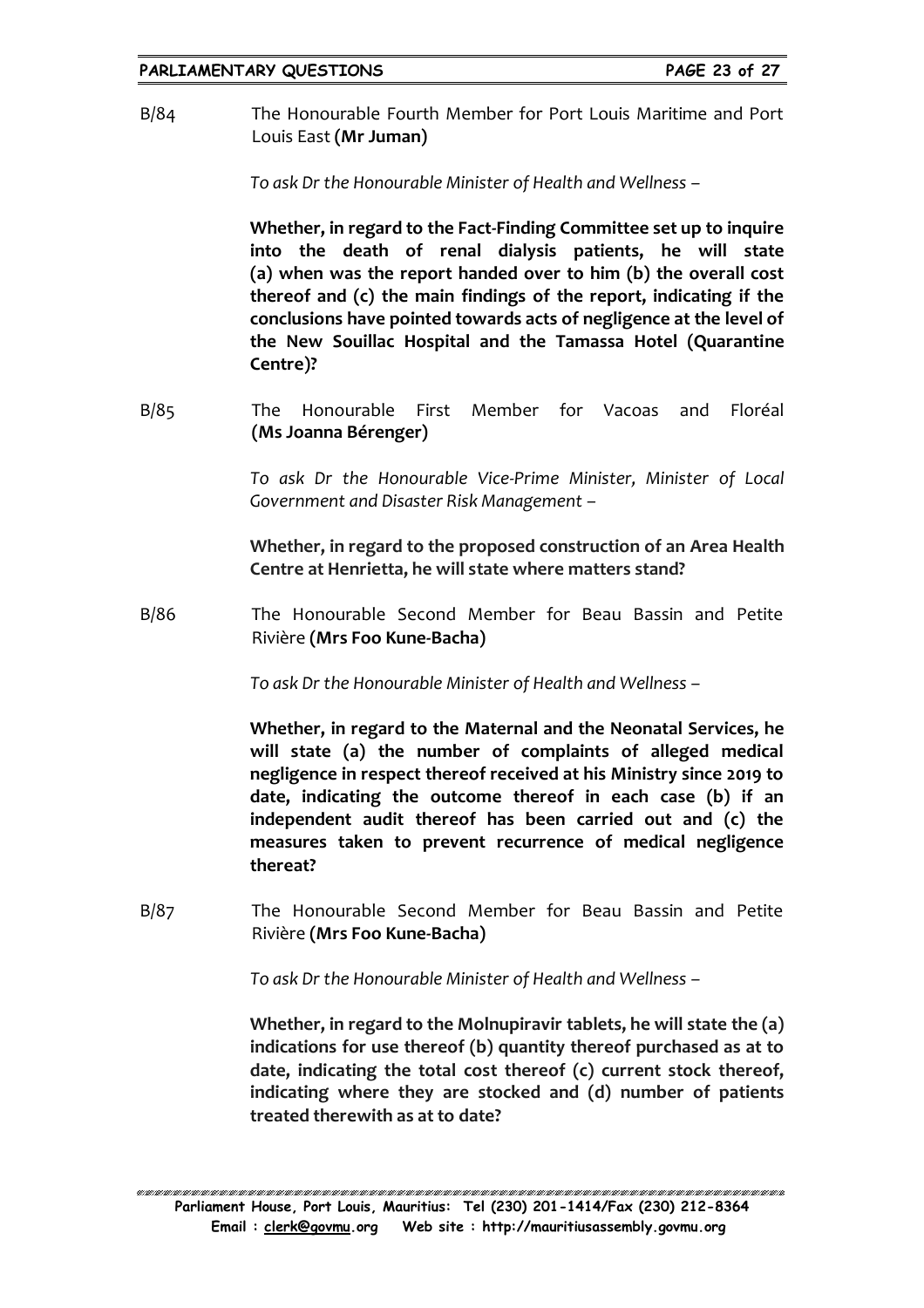B/84 The Honourable Fourth Member for Port Louis Maritime and Port Louis East **(Mr Juman)**

*To ask Dr the Honourable Minister of Health and Wellness –*

**Whether, in regard to the Fact-Finding Committee set up to inquire into the death of renal dialysis patients, he will state (a) when was the report handed over to him (b) the overall cost thereof and (c) the main findings of the report, indicating if the conclusions have pointed towards acts of negligence at the level of the New Souillac Hospital and the Tamassa Hotel (Quarantine Centre)?**

B/85 The Honourable First Member for Vacoas and Floréal **(Ms Joanna Bérenger)**

*To ask Dr the Honourable Vice-Prime Minister, Minister of Local Government and Disaster Risk Management –*

**Whether, in regard to the proposed construction of an Area Health Centre at Henrietta, he will state where matters stand?**

B/86 The Honourable Second Member for Beau Bassin and Petite Rivière **(Mrs Foo Kune-Bacha)**

*To ask Dr the Honourable Minister of Health and Wellness –*

**Whether, in regard to the Maternal and the Neonatal Services, he will state (a) the number of complaints of alleged medical negligence in respect thereof received at his Ministry since 2019 to date, indicating the outcome thereof in each case (b) if an independent audit thereof has been carried out and (c) the measures taken to prevent recurrence of medical negligence thereat?**

B/87 The Honourable Second Member for Beau Bassin and Petite Rivière **(Mrs Foo Kune-Bacha)**

*To ask Dr the Honourable Minister of Health and Wellness –*

**Whether, in regard to the Molnupiravir tablets, he will state the (a) indications for use thereof (b) quantity thereof purchased as at to date, indicating the total cost thereof (c) current stock thereof, indicating where they are stocked and (d) number of patients treated therewith as at to date?**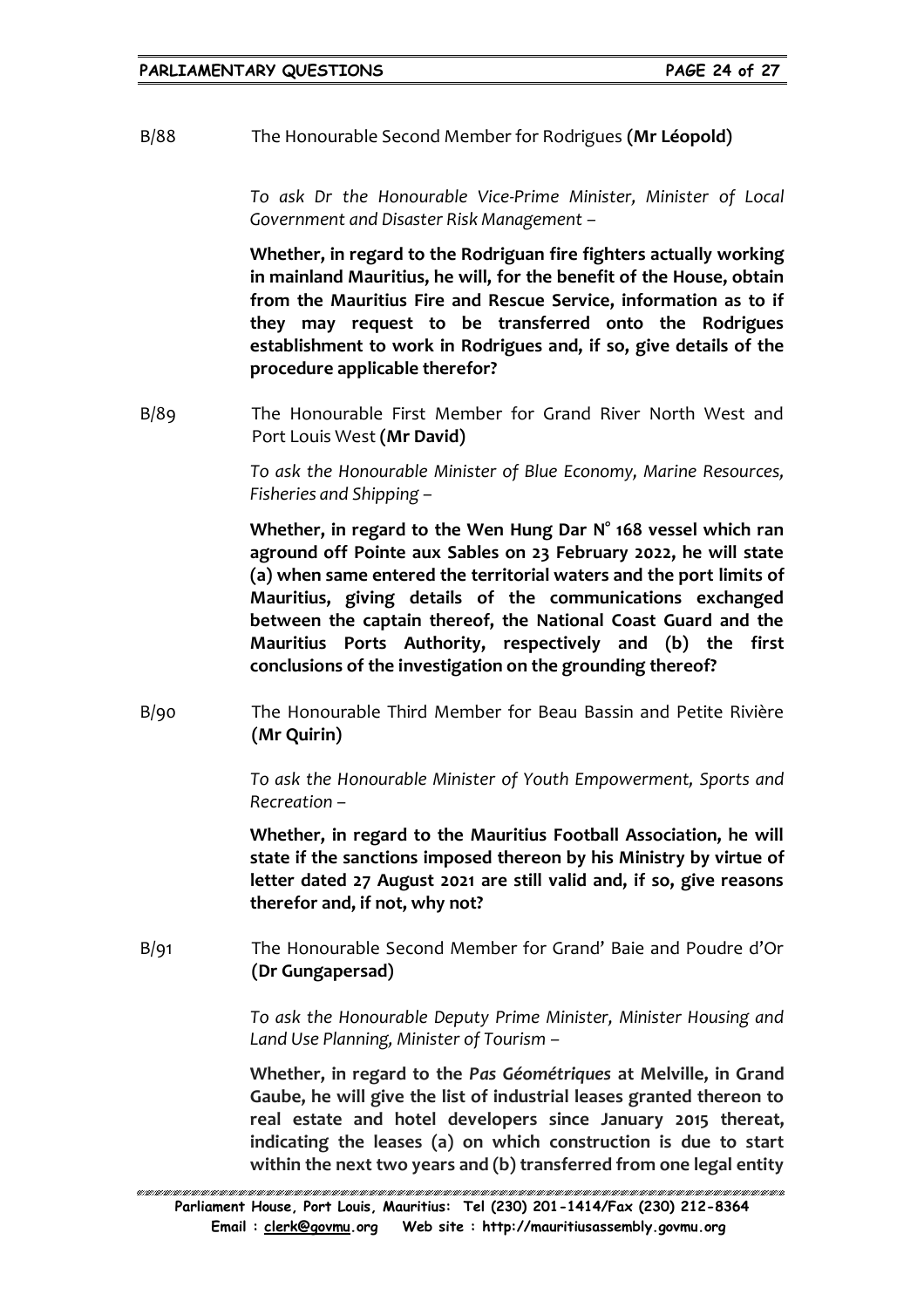B/88 The Honourable Second Member for Rodrigues **(Mr Léopold)**

*To ask Dr the Honourable Vice-Prime Minister, Minister of Local Government and Disaster Risk Management –*

**Whether, in regard to the Rodriguan fire fighters actually working in mainland Mauritius, he will, for the benefit of the House, obtain from the Mauritius Fire and Rescue Service, information as to if they may request to be transferred onto the Rodrigues establishment to work in Rodrigues and, if so, give details of the procedure applicable therefor?**

B/89 The Honourable First Member for Grand River North West and Port Louis West **(Mr David)**

*To ask the Honourable Minister of Blue Economy, Marine Resources, Fisheries and Shipping –*

**Whether, in regard to the Wen Hung Dar N° 168 vessel which ran aground off Pointe aux Sables on 23 February 2022, he will state (a) when same entered the territorial waters and the port limits of Mauritius, giving details of the communications exchanged between the captain thereof, the National Coast Guard and the Mauritius Ports Authority, respectively and (b) the first conclusions of the investigation on the grounding thereof?**

B/90 The Honourable Third Member for Beau Bassin and Petite Rivière **(Mr Quirin)**

*To ask the Honourable Minister of Youth Empowerment, Sports and Recreation –*

**Whether, in regard to the Mauritius Football Association, he will state if the sanctions imposed thereon by his Ministry by virtue of letter dated 27 August 2021 are still valid and, if so, give reasons therefor and, if not, why not?**

B/91 The Honourable Second Member for Grand' Baie and Poudre d'Or **(Dr Gungapersad)**

*To ask the Honourable Deputy Prime Minister, Minister Housing and Land Use Planning, Minister of Tourism –*

**Whether, in regard to the *Pas Géométriques* at Melville, in Grand Gaube, he will give the list of industrial leases granted thereon to real estate and hotel developers since January 2015 thereat, indicating the leases (a) on which construction is due to start within the next two years and (b) transferred from one legal entity**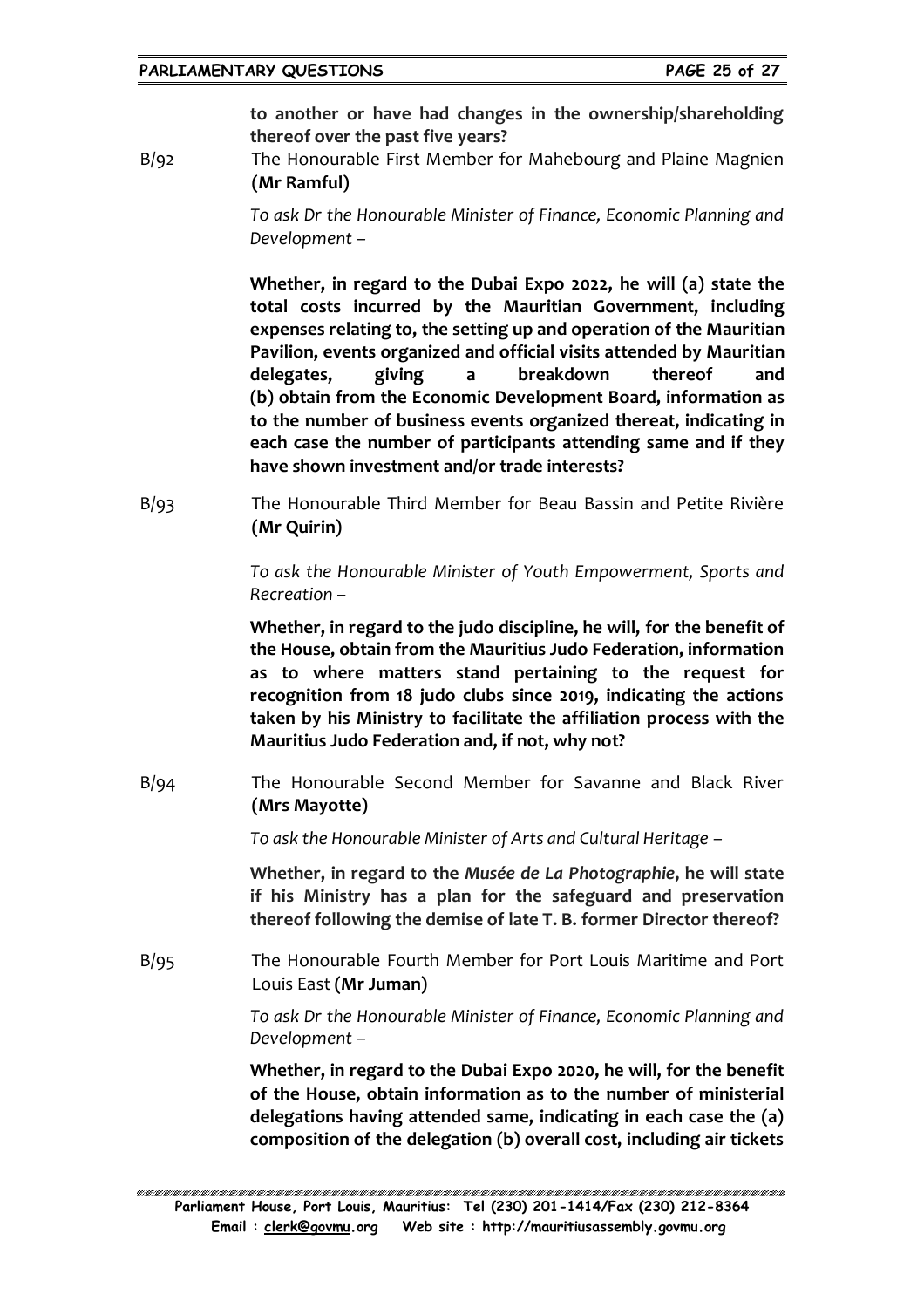**to another or have had changes in the ownership/shareholding thereof over the past five years?**

B/92 The Honourable First Member for Mahebourg and Plaine Magnien **(Mr Ramful)**

*To ask Dr the Honourable Minister of Finance, Economic Planning and Development –*

**Whether, in regard to the Dubai Expo 2022, he will (a) state the total costs incurred by the Mauritian Government, including expenses relating to, the setting up and operation of the Mauritian Pavilion, events organized and official visits attended by Mauritian delegates, giving a breakdown thereof and (b) obtain from the Economic Development Board, information as to the number of business events organized thereat, indicating in each case the number of participants attending same and if they have shown investment and/or trade interests?**

B/93 The Honourable Third Member for Beau Bassin and Petite Rivière **(Mr Quirin)**

*To ask the Honourable Minister of Youth Empowerment, Sports and Recreation –*

**Whether, in regard to the judo discipline, he will, for the benefit of the House, obtain from the Mauritius Judo Federation, information as to where matters stand pertaining to the request for recognition from 18 judo clubs since 2019, indicating the actions taken by his Ministry to facilitate the affiliation process with the Mauritius Judo Federation and, if not, why not?**

B/94 The Honourable Second Member for Savanne and Black River **(Mrs Mayotte)**

*To ask the Honourable Minister of Arts and Cultural Heritage –*

**Whether, in regard to the *Musée de La Photographie*, he will state if his Ministry has a plan for the safeguard and preservation thereof following the demise of late T. B. former Director thereof?**

B/95 The Honourable Fourth Member for Port Louis Maritime and Port Louis East **(Mr Juman)**

*To ask Dr the Honourable Minister of Finance, Economic Planning and Development –*

**Whether, in regard to the Dubai Expo 2020, he will, for the benefit of the House, obtain information as to the number of ministerial delegations having attended same, indicating in each case the (a) composition of the delegation (b) overall cost, including air tickets**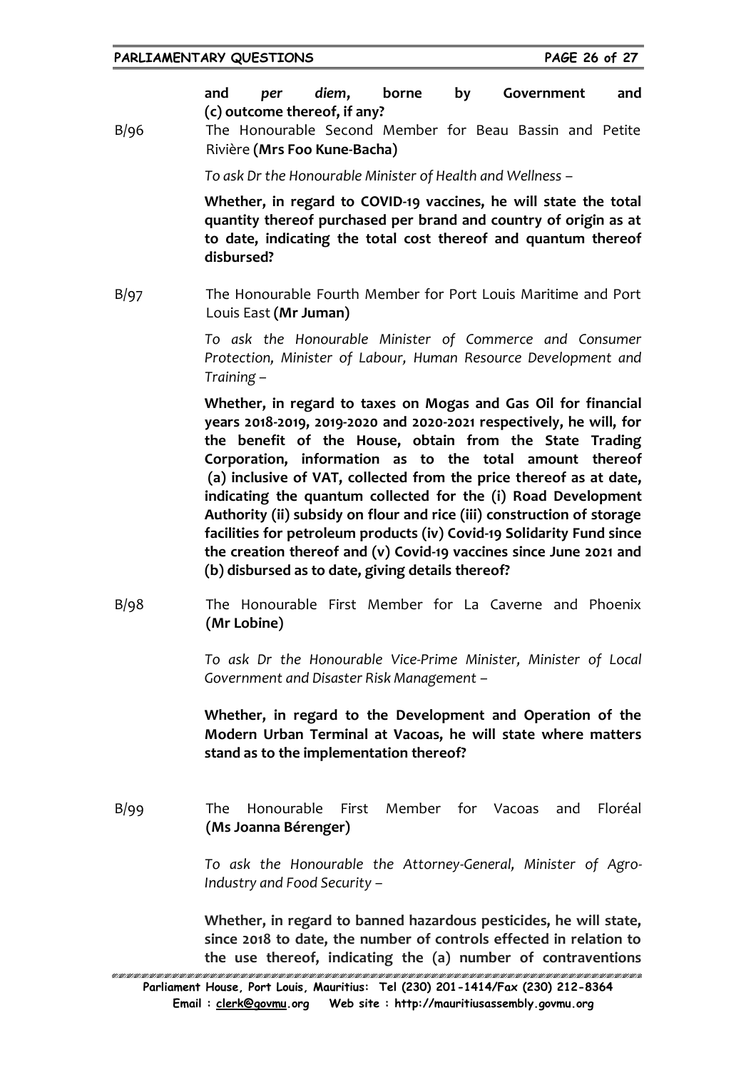**and *per diem*, borne by Government and (c) outcome thereof, if any?**

B/96 The Honourable Second Member for Beau Bassin and Petite Rivière **(Mrs Foo Kune-Bacha)**

*To ask Dr the Honourable Minister of Health and Wellness –*

**Whether, in regard to COVID-19 vaccines, he will state the total quantity thereof purchased per brand and country of origin as at to date, indicating the total cost thereof and quantum thereof disbursed?**

B/97 The Honourable Fourth Member for Port Louis Maritime and Port Louis East **(Mr Juman)**

*To ask the Honourable Minister of Commerce and Consumer Protection, Minister of Labour, Human Resource Development and Training –*

**Whether, in regard to taxes on Mogas and Gas Oil for financial years 2018-2019, 2019-2020 and 2020-2021 respectively, he will, for the benefit of the House, obtain from the State Trading Corporation, information as to the total amount thereof (a) inclusive of VAT, collected from the price thereof as at date, indicating the quantum collected for the (i) Road Development Authority (ii) subsidy on flour and rice (iii) construction of storage facilities for petroleum products (iv) Covid-19 Solidarity Fund since the creation thereof and (v) Covid-19 vaccines since June 2021 and (b) disbursed as to date, giving details thereof?**

B/98 The Honourable First Member for La Caverne and Phoenix **(Mr Lobine)**

*To ask Dr the Honourable Vice-Prime Minister, Minister of Local Government and Disaster Risk Management –*

**Whether, in regard to the Development and Operation of the Modern Urban Terminal at Vacoas, he will state where matters stand as to the implementation thereof?**

B/99 The Honourable First Member for Vacoas and Floréal **(Ms Joanna Bérenger)**

*To ask the Honourable the Attorney-General, Minister of Agro-Industry and Food Security –*

**Whether, in regard to banned hazardous pesticides, he will state, since 2018 to date, the number of controls effected in relation to the use thereof, indicating the (a) number of contraventions**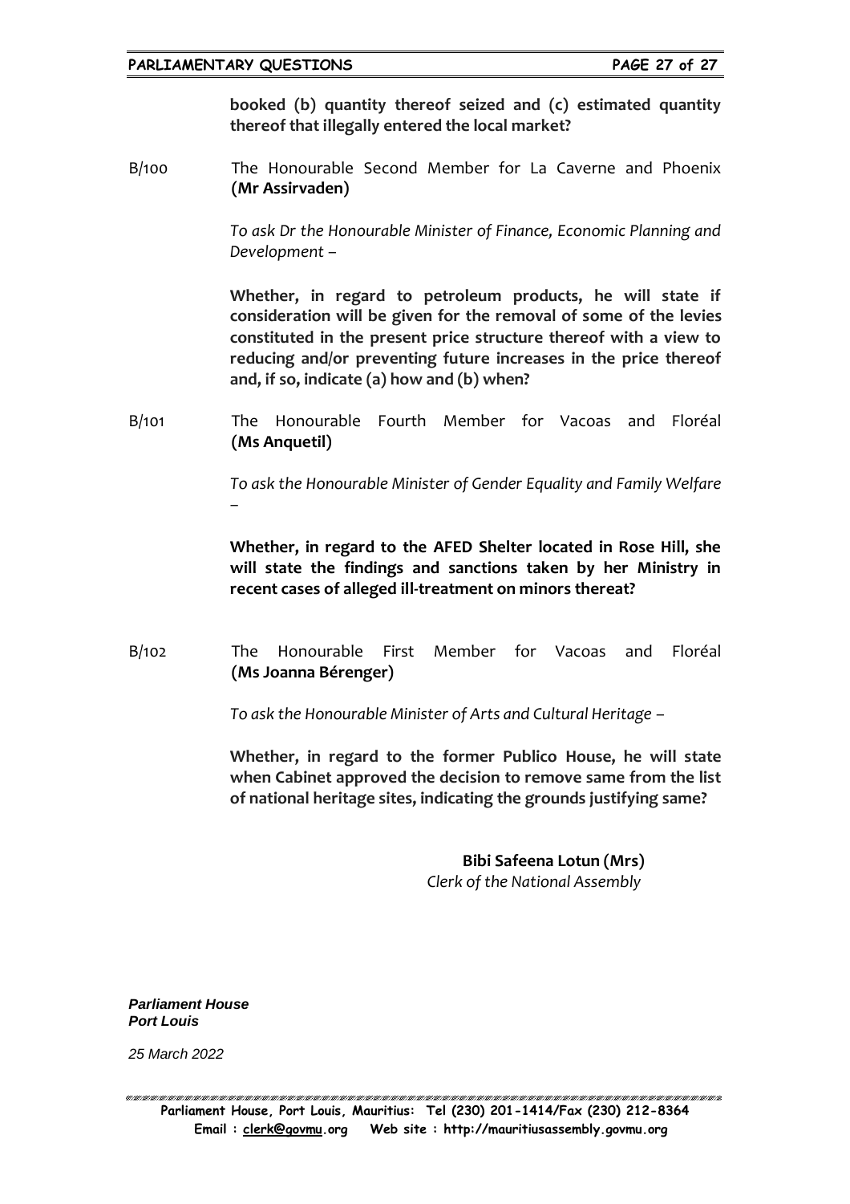**booked (b) quantity thereof seized and (c) estimated quantity thereof that illegally entered the local market?**

B/100 The Honourable Second Member for La Caverne and Phoenix **(Mr Assirvaden)**

*To ask Dr the Honourable Minister of Finance, Economic Planning and Development –*

**Whether, in regard to petroleum products, he will state if consideration will be given for the removal of some of the levies constituted in the present price structure thereof with a view to reducing and/or preventing future increases in the price thereof and, if so, indicate (a) how and (b) when?**

B/101 The Honourable Fourth Member for Vacoas and Floréal **(Ms Anquetil)**

*To ask the Honourable Minister of Gender Equality and Family Welfare –*

**Whether, in regard to the AFED Shelter located in Rose Hill, she will state the findings and sanctions taken by her Ministry in recent cases of alleged ill-treatment on minors thereat?**

B/102 The Honourable First Member for Vacoas and Floréal **(Ms Joanna Bérenger)**

*To ask the Honourable Minister of Arts and Cultural Heritage –*

**Whether, in regard to the former Publico House, he will state when Cabinet approved the decision to remove same from the list of national heritage sites, indicating the grounds justifying same?**

**Bibi Safeena Lotun (Mrs)**
*Clerk of the National Assembly*

***Parliament House***
***Port Louis***

*25 March 2022*

**Parliament House, Port Louis, Mauritius: Tel (230) 201-1414/Fax (230) 212-8364**
**Email : clerk@govmu.org Web site : http://mauritiusassembly.govmu.org**